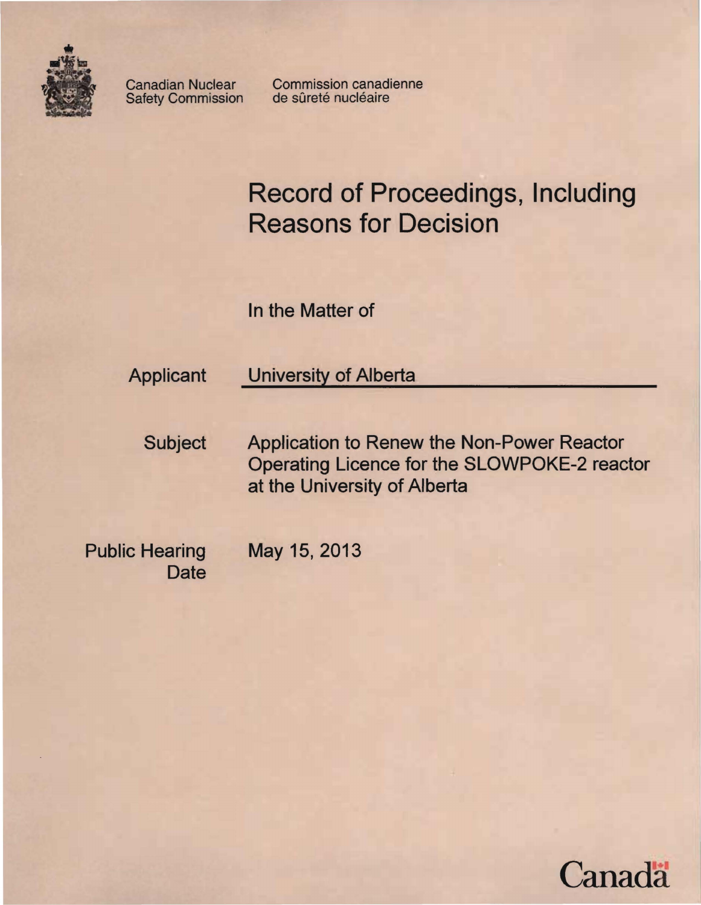Canadian Nuclear Safety Commission

Commission canadienne de sûreté nucléaire

# Record of Proceedings, Including Reasons for Decision

In the Matter of

**Applicant:** University of Alberta

**Subject:** Application to Renew the Non-Power Reactor Operating Licence for the SLOWPOKE-2 reactor at the University of Alberta

**Public Hearing Date:** May 15, 2013

Canada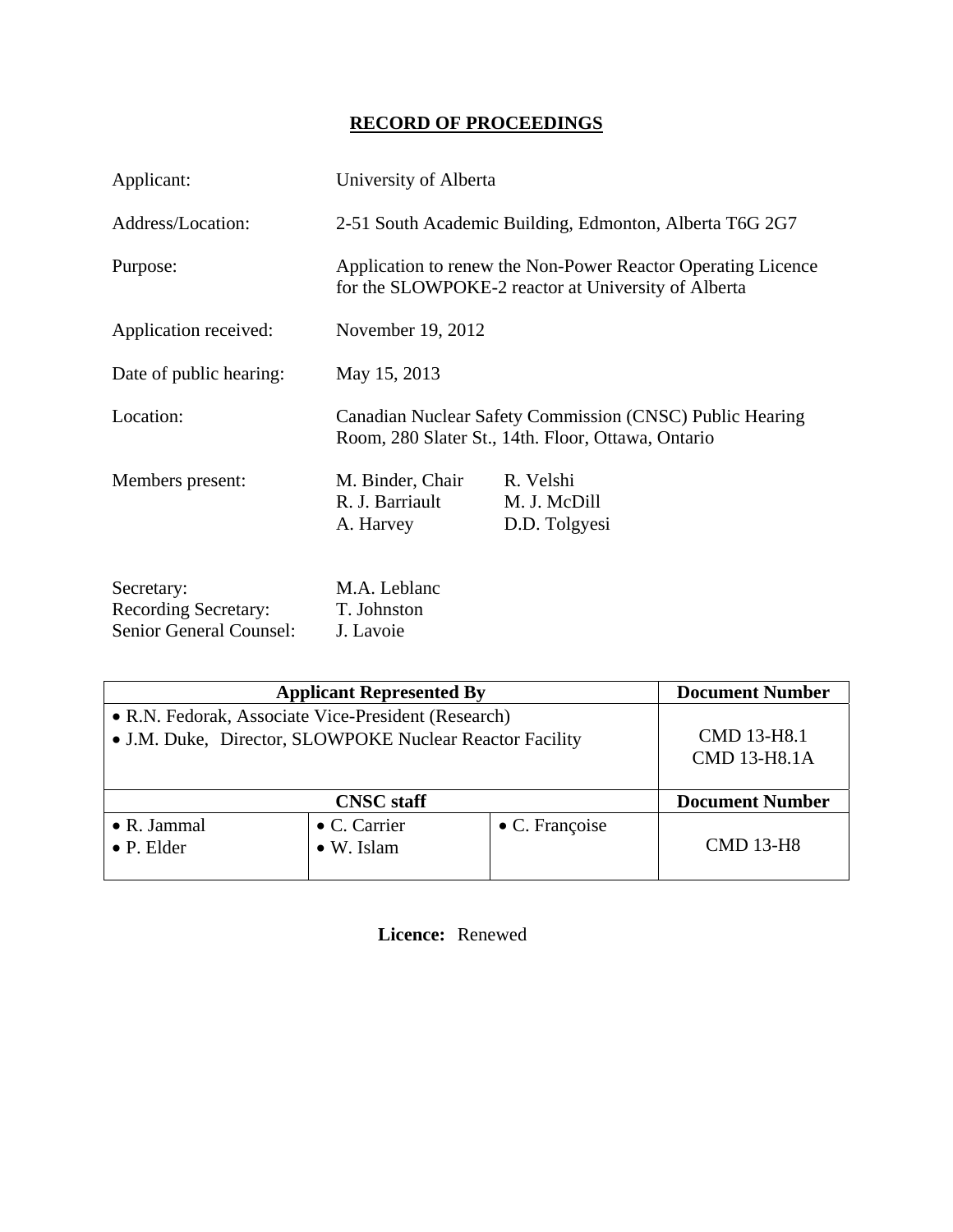# RECORD OF PROCEEDINGS

| | |
|---|---|
| Applicant: | University of Alberta |
| Address/Location: | 2-51 South Academic Building, Edmonton, Alberta T6G 2G7 |
| Purpose: | Application to renew the Non-Power Reactor Operating Licence for the SLOWPOKE-2 reactor at University of Alberta |
| Application received: | November 19, 2012 |
| Date of public hearing: | May 15, 2013 |
| Location: | Canadian Nuclear Safety Commission (CNSC) Public Hearing Room, 280 Slater St., 14th. Floor, Ottawa, Ontario |
| Members present: | M. Binder, Chair; R. J. Barriault; A. Harvey; R. Velshi; M. J. McDill; D.D. Tolgyesi |
| Secretary: | M.A. Leblanc |
| Recording Secretary: | T. Johnston |
| Senior General Counsel: | J. Lavoie |

| Applicant Represented By | | | Document Number |
|---|---|---|---|
| • R.N. Fedorak, Associate Vice-President (Research)<br>• J.M. Duke, Director, SLOWPOKE Nuclear Reactor Facility | | | CMD 13-H8.1<br>CMD 13-H8.1A |
| **CNSC staff** | | | **Document Number** |
| • R. Jammal<br>• P. Elder | • C. Carrier<br>• W. Islam | • C. Françoise | CMD 13-H8 |

**Licence:** Renewed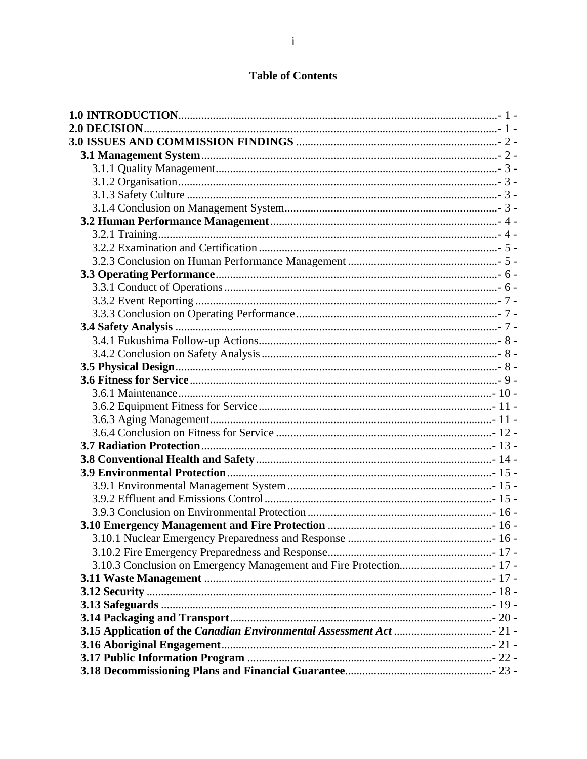## Table of Contents

**1.0 INTRODUCTION** ....- 1 -
**2.0 DECISION** ....- 1 -
**3.0 ISSUES AND COMMISSION FINDINGS** ....- 2 -
- **3.1 Management System** ....- 2 -
  - 3.1.1 Quality Management ....- 3 -
  - 3.1.2 Organisation ....- 3 -
  - 3.1.3 Safety Culture ....- 3 -
  - 3.1.4 Conclusion on Management System ....- 3 -
- **3.2 Human Performance Management** ....- 4 -
  - 3.2.1 Training ....- 4 -
  - 3.2.2 Examination and Certification ....- 5 -
  - 3.2.3 Conclusion on Human Performance Management ....- 5 -
- **3.3 Operating Performance** ....- 6 -
  - 3.3.1 Conduct of Operations ....- 6 -
  - 3.3.2 Event Reporting ....- 7 -
  - 3.3.3 Conclusion on Operating Performance ....- 7 -
- **3.4 Safety Analysis** ....- 7 -
  - 3.4.1 Fukushima Follow-up Actions ....- 8 -
  - 3.4.2 Conclusion on Safety Analysis ....- 8 -
- **3.5 Physical Design** ....- 8 -
- **3.6 Fitness for Service** ....- 9 -
  - 3.6.1 Maintenance ....- 10 -
  - 3.6.2 Equipment Fitness for Service ....- 11 -
  - 3.6.3 Aging Management ....- 11 -
  - 3.6.4 Conclusion on Fitness for Service ....- 12 -
- **3.7 Radiation Protection** ....- 13 -
- **3.8 Conventional Health and Safety** ....- 14 -
- **3.9 Environmental Protection** ....- 15 -
  - 3.9.1 Environmental Management System ....- 15 -
  - 3.9.2 Effluent and Emissions Control ....- 15 -
  - 3.9.3 Conclusion on Environmental Protection ....- 16 -
- **3.10 Emergency Management and Fire Protection** ....- 16 -
  - 3.10.1 Nuclear Emergency Preparedness and Response ....- 16 -
  - 3.10.2 Fire Emergency Preparedness and Response ....- 17 -
  - 3.10.3 Conclusion on Emergency Management and Fire Protection ....- 17 -
- **3.11 Waste Management** ....- 17 -
- **3.12 Security** ....- 18 -
- **3.13 Safeguards** ....- 19 -
- **3.14 Packaging and Transport** ....- 20 -
- **3.15 Application of the *Canadian Environmental Assessment Act*** ....- 21 -
- **3.16 Aboriginal Engagement** ....- 21 -
- **3.17 Public Information Program** ....- 22 -
- **3.18 Decommissioning Plans and Financial Guarantee** ....- 23 -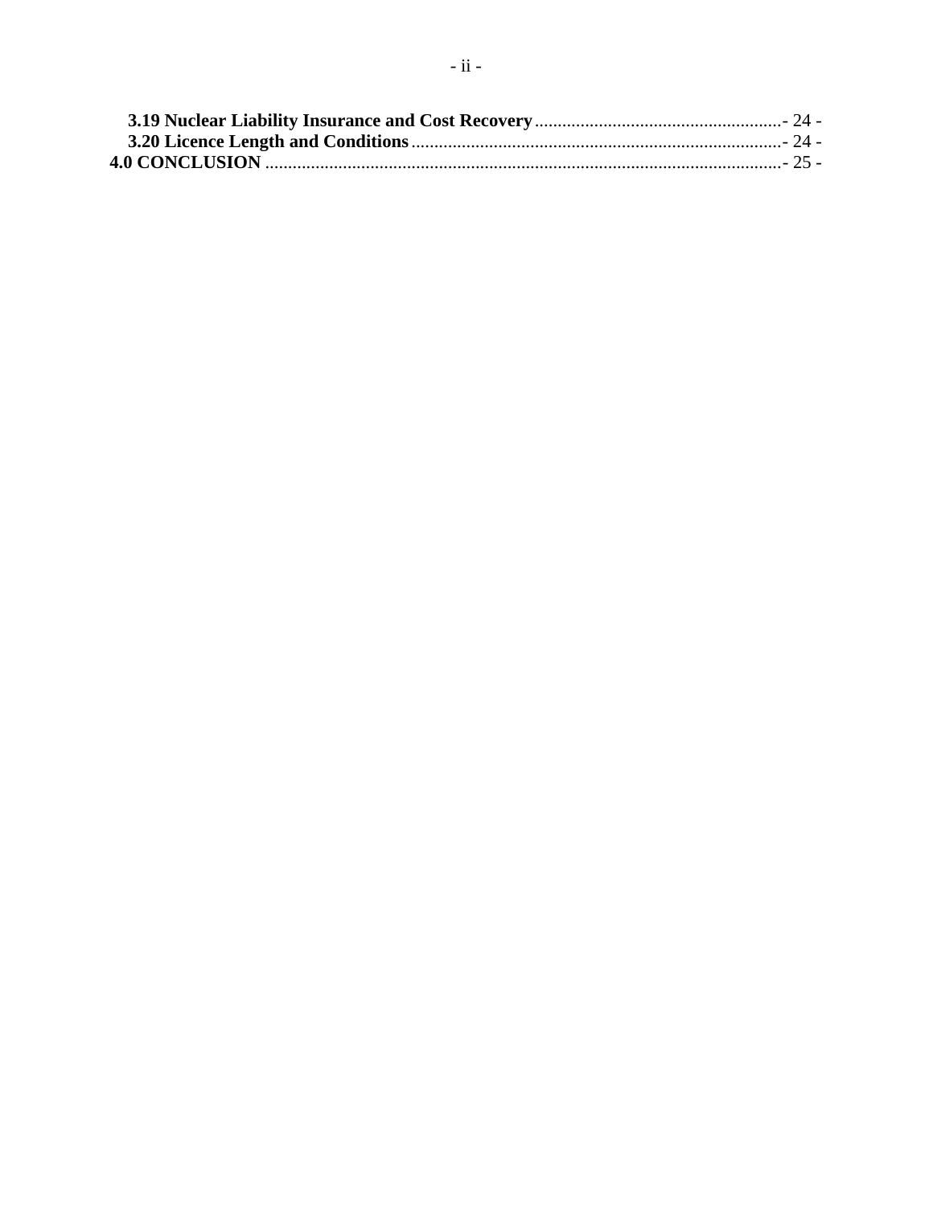**3.19 Nuclear Liability Insurance and Cost Recovery** ....................................................- 24 -
**3.20 Licence Length and Conditions** ................................................................................- 24 -
**4.0 CONCLUSION** ...............................................................................................................- 25 -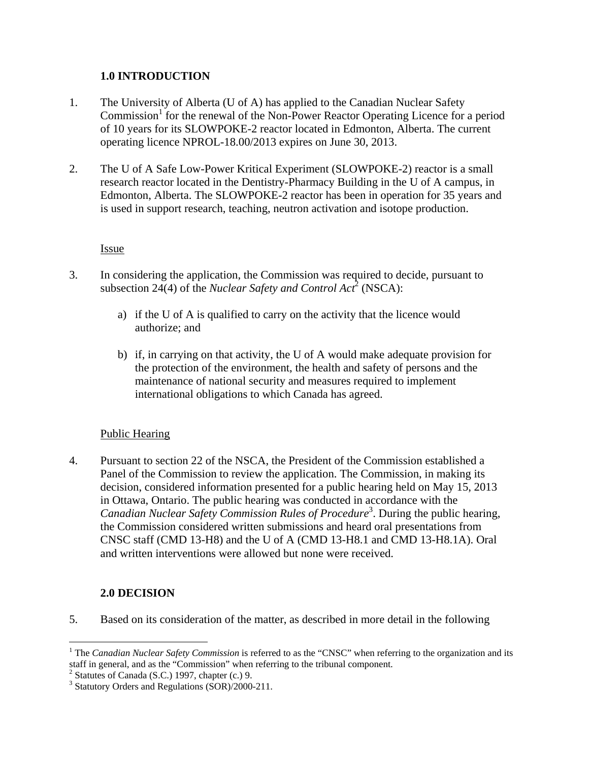## 1.0 INTRODUCTION

1. The University of Alberta (U of A) has applied to the Canadian Nuclear Safety Commission[1] for the renewal of the Non-Power Reactor Operating Licence for a period of 10 years for its SLOWPOKE-2 reactor located in Edmonton, Alberta. The current operating licence NPROL-18.00/2013 expires on June 30, 2013.

2. The U of A Safe Low-Power Kritical Experiment (SLOWPOKE-2) reactor is a small research reactor located in the Dentistry-Pharmacy Building in the U of A campus, in Edmonton, Alberta. The SLOWPOKE-2 reactor has been in operation for 35 years and is used in support research, teaching, neutron activation and isotope production.

### Issue

3. In considering the application, the Commission was required to decide, pursuant to subsection 24(4) of the *Nuclear Safety and Control Act*[2] (NSCA):

    a) if the U of A is qualified to carry on the activity that the licence would authorize; and

    b) if, in carrying on that activity, the U of A would make adequate provision for the protection of the environment, the health and safety of persons and the maintenance of national security and measures required to implement international obligations to which Canada has agreed.

### Public Hearing

4. Pursuant to section 22 of the NSCA, the President of the Commission established a Panel of the Commission to review the application. The Commission, in making its decision, considered information presented for a public hearing held on May 15, 2013 in Ottawa, Ontario. The public hearing was conducted in accordance with the *Canadian Nuclear Safety Commission Rules of Procedure*[3]. During the public hearing, the Commission considered written submissions and heard oral presentations from CNSC staff (CMD 13-H8) and the U of A (CMD 13-H8.1 and CMD 13-H8.1A). Oral and written interventions were allowed but none were received.

## 2.0 DECISION

5. Based on its consideration of the matter, as described in more detail in the following

---

[1] The *Canadian Nuclear Safety Commission* is referred to as the "CNSC" when referring to the organization and its staff in general, and as the "Commission" when referring to the tribunal component.

[2] Statutes of Canada (S.C.) 1997, chapter (c.) 9.

[3] Statutory Orders and Regulations (SOR)/2000-211.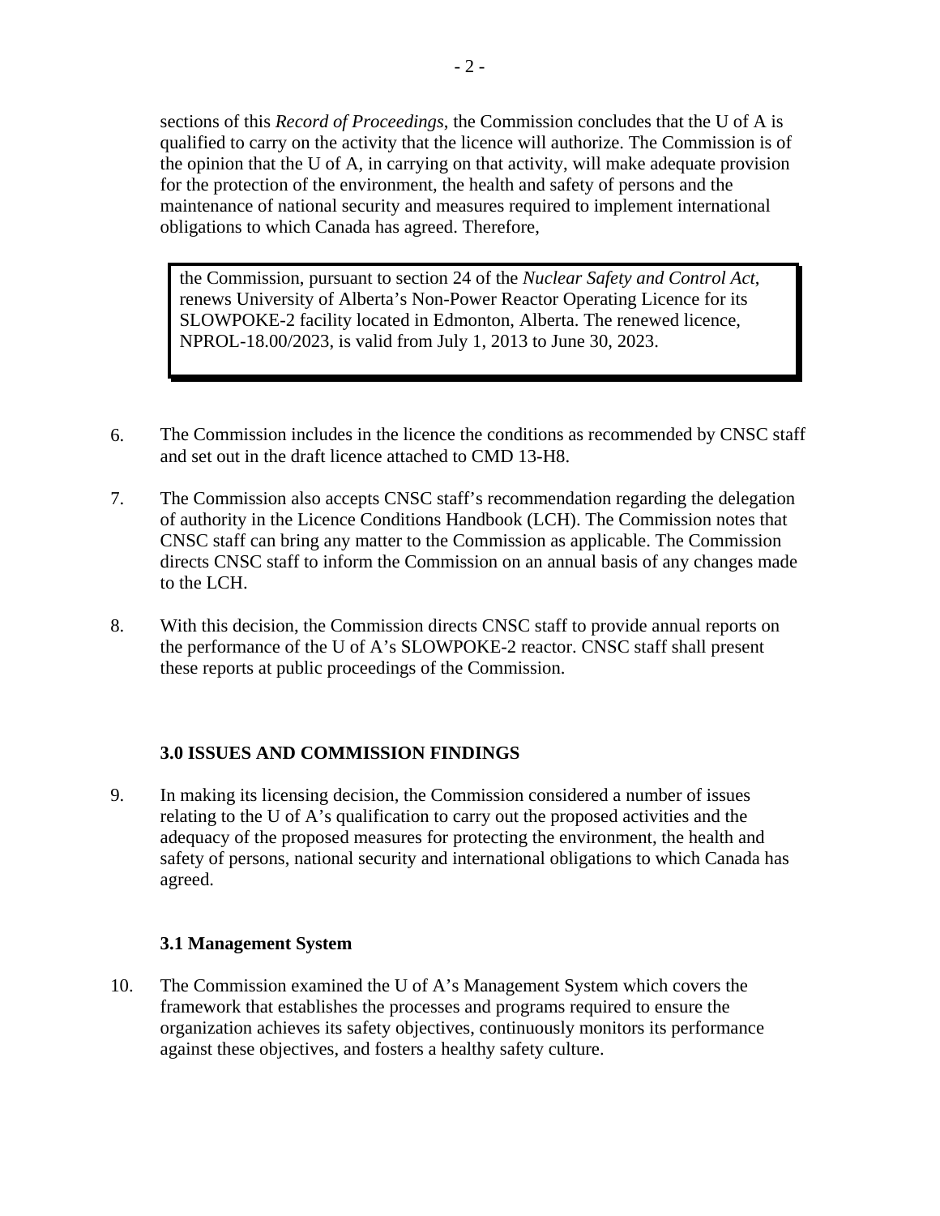sections of this *Record of Proceedings*, the Commission concludes that the U of A is qualified to carry on the activity that the licence will authorize. The Commission is of the opinion that the U of A, in carrying on that activity, will make adequate provision for the protection of the environment, the health and safety of persons and the maintenance of national security and measures required to implement international obligations to which Canada has agreed. Therefore,

> the Commission, pursuant to section 24 of the *Nuclear Safety and Control Act*, renews University of Alberta's Non-Power Reactor Operating Licence for its SLOWPOKE-2 facility located in Edmonton, Alberta. The renewed licence, NPROL-18.00/2023, is valid from July 1, 2013 to June 30, 2023.

6. The Commission includes in the licence the conditions as recommended by CNSC staff and set out in the draft licence attached to CMD 13-H8.

7. The Commission also accepts CNSC staff's recommendation regarding the delegation of authority in the Licence Conditions Handbook (LCH). The Commission notes that CNSC staff can bring any matter to the Commission as applicable. The Commission directs CNSC staff to inform the Commission on an annual basis of any changes made to the LCH.

8. With this decision, the Commission directs CNSC staff to provide annual reports on the performance of the U of A's SLOWPOKE-2 reactor. CNSC staff shall present these reports at public proceedings of the Commission.

## 3.0 ISSUES AND COMMISSION FINDINGS

9. In making its licensing decision, the Commission considered a number of issues relating to the U of A's qualification to carry out the proposed activities and the adequacy of the proposed measures for protecting the environment, the health and safety of persons, national security and international obligations to which Canada has agreed.

### 3.1 Management System

10. The Commission examined the U of A's Management System which covers the framework that establishes the processes and programs required to ensure the organization achieves its safety objectives, continuously monitors its performance against these objectives, and fosters a healthy safety culture.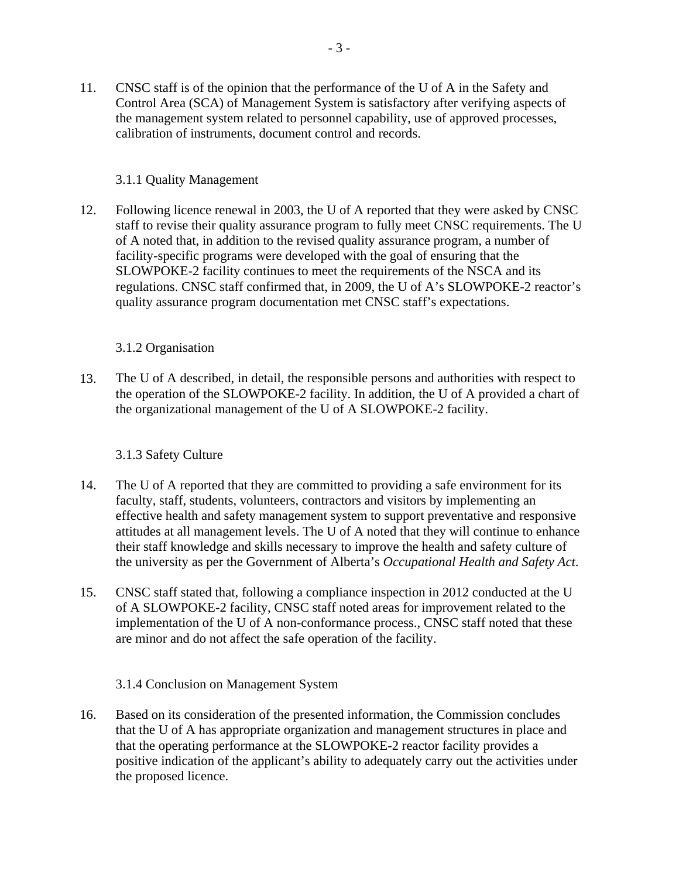11. CNSC staff is of the opinion that the performance of the U of A in the Safety and Control Area (SCA) of Management System is satisfactory after verifying aspects of the management system related to personnel capability, use of approved processes, calibration of instruments, document control and records.

### 3.1.1 Quality Management

12. Following licence renewal in 2003, the U of A reported that they were asked by CNSC staff to revise their quality assurance program to fully meet CNSC requirements. The U of A noted that, in addition to the revised quality assurance program, a number of facility-specific programs were developed with the goal of ensuring that the SLOWPOKE-2 facility continues to meet the requirements of the NSCA and its regulations. CNSC staff confirmed that, in 2009, the U of A's SLOWPOKE-2 reactor's quality assurance program documentation met CNSC staff's expectations.

### 3.1.2 Organisation

13. The U of A described, in detail, the responsible persons and authorities with respect to the operation of the SLOWPOKE-2 facility. In addition, the U of A provided a chart of the organizational management of the U of A SLOWPOKE-2 facility.

### 3.1.3 Safety Culture

14. The U of A reported that they are committed to providing a safe environment for its faculty, staff, students, volunteers, contractors and visitors by implementing an effective health and safety management system to support preventative and responsive attitudes at all management levels. The U of A noted that they will continue to enhance their staff knowledge and skills necessary to improve the health and safety culture of the university as per the Government of Alberta's *Occupational Health and Safety Act*.

15. CNSC staff stated that, following a compliance inspection in 2012 conducted at the U of A SLOWPOKE-2 facility, CNSC staff noted areas for improvement related to the implementation of the U of A non-conformance process., CNSC staff noted that these are minor and do not affect the safe operation of the facility.

### 3.1.4 Conclusion on Management System

16. Based on its consideration of the presented information, the Commission concludes that the U of A has appropriate organization and management structures in place and that the operating performance at the SLOWPOKE-2 reactor facility provides a positive indication of the applicant's ability to adequately carry out the activities under the proposed licence.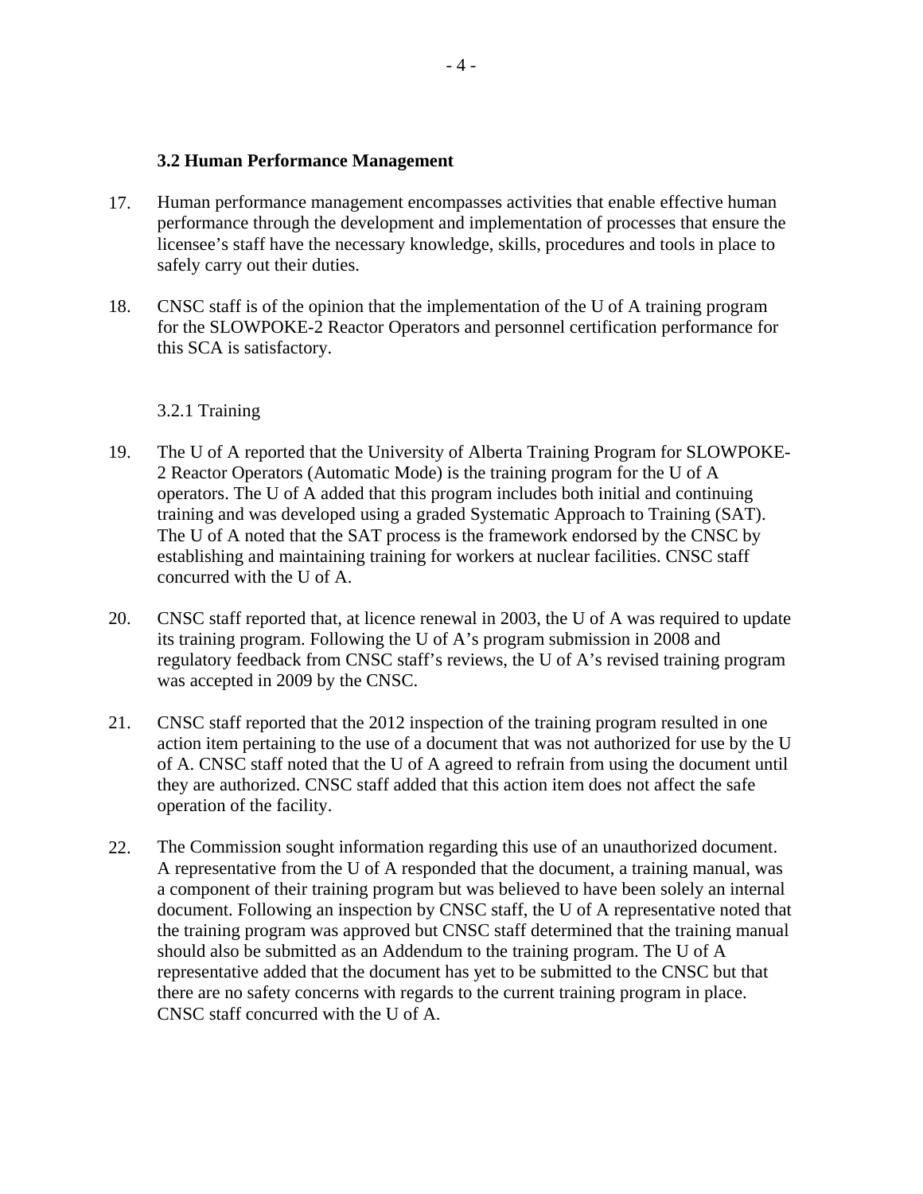### 3.2 Human Performance Management

17. Human performance management encompasses activities that enable effective human performance through the development and implementation of processes that ensure the licensee's staff have the necessary knowledge, skills, procedures and tools in place to safely carry out their duties.

18. CNSC staff is of the opinion that the implementation of the U of A training program for the SLOWPOKE-2 Reactor Operators and personnel certification performance for this SCA is satisfactory.

#### 3.2.1 Training

19. The U of A reported that the University of Alberta Training Program for SLOWPOKE-2 Reactor Operators (Automatic Mode) is the training program for the U of A operators. The U of A added that this program includes both initial and continuing training and was developed using a graded Systematic Approach to Training (SAT). The U of A noted that the SAT process is the framework endorsed by the CNSC by establishing and maintaining training for workers at nuclear facilities. CNSC staff concurred with the U of A.

20. CNSC staff reported that, at licence renewal in 2003, the U of A was required to update its training program. Following the U of A's program submission in 2008 and regulatory feedback from CNSC staff's reviews, the U of A's revised training program was accepted in 2009 by the CNSC.

21. CNSC staff reported that the 2012 inspection of the training program resulted in one action item pertaining to the use of a document that was not authorized for use by the U of A. CNSC staff noted that the U of A agreed to refrain from using the document until they are authorized. CNSC staff added that this action item does not affect the safe operation of the facility.

22. The Commission sought information regarding this use of an unauthorized document. A representative from the U of A responded that the document, a training manual, was a component of their training program but was believed to have been solely an internal document. Following an inspection by CNSC staff, the U of A representative noted that the training program was approved but CNSC staff determined that the training manual should also be submitted as an Addendum to the training program. The U of A representative added that the document has yet to be submitted to the CNSC but that there are no safety concerns with regards to the current training program in place. CNSC staff concurred with the U of A.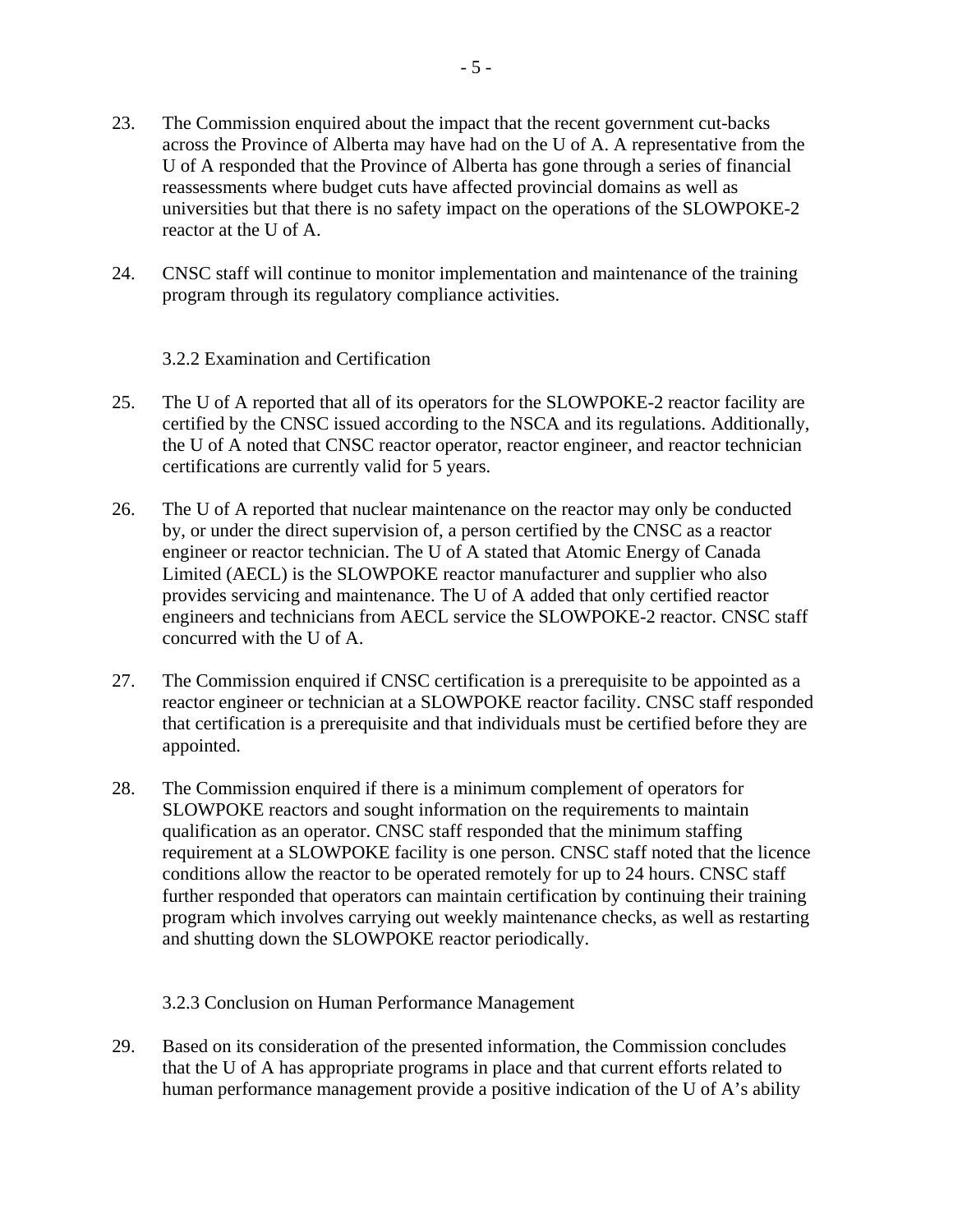23. The Commission enquired about the impact that the recent government cut-backs across the Province of Alberta may have had on the U of A. A representative from the U of A responded that the Province of Alberta has gone through a series of financial reassessments where budget cuts have affected provincial domains as well as universities but that there is no safety impact on the operations of the SLOWPOKE-2 reactor at the U of A.

24. CNSC staff will continue to monitor implementation and maintenance of the training program through its regulatory compliance activities.

### 3.2.2 Examination and Certification

25. The U of A reported that all of its operators for the SLOWPOKE-2 reactor facility are certified by the CNSC issued according to the NSCA and its regulations. Additionally, the U of A noted that CNSC reactor operator, reactor engineer, and reactor technician certifications are currently valid for 5 years.

26. The U of A reported that nuclear maintenance on the reactor may only be conducted by, or under the direct supervision of, a person certified by the CNSC as a reactor engineer or reactor technician. The U of A stated that Atomic Energy of Canada Limited (AECL) is the SLOWPOKE reactor manufacturer and supplier who also provides servicing and maintenance. The U of A added that only certified reactor engineers and technicians from AECL service the SLOWPOKE-2 reactor. CNSC staff concurred with the U of A.

27. The Commission enquired if CNSC certification is a prerequisite to be appointed as a reactor engineer or technician at a SLOWPOKE reactor facility. CNSC staff responded that certification is a prerequisite and that individuals must be certified before they are appointed.

28. The Commission enquired if there is a minimum complement of operators for SLOWPOKE reactors and sought information on the requirements to maintain qualification as an operator. CNSC staff responded that the minimum staffing requirement at a SLOWPOKE facility is one person. CNSC staff noted that the licence conditions allow the reactor to be operated remotely for up to 24 hours. CNSC staff further responded that operators can maintain certification by continuing their training program which involves carrying out weekly maintenance checks, as well as restarting and shutting down the SLOWPOKE reactor periodically.

### 3.2.3 Conclusion on Human Performance Management

29. Based on its consideration of the presented information, the Commission concludes that the U of A has appropriate programs in place and that current efforts related to human performance management provide a positive indication of the U of A's ability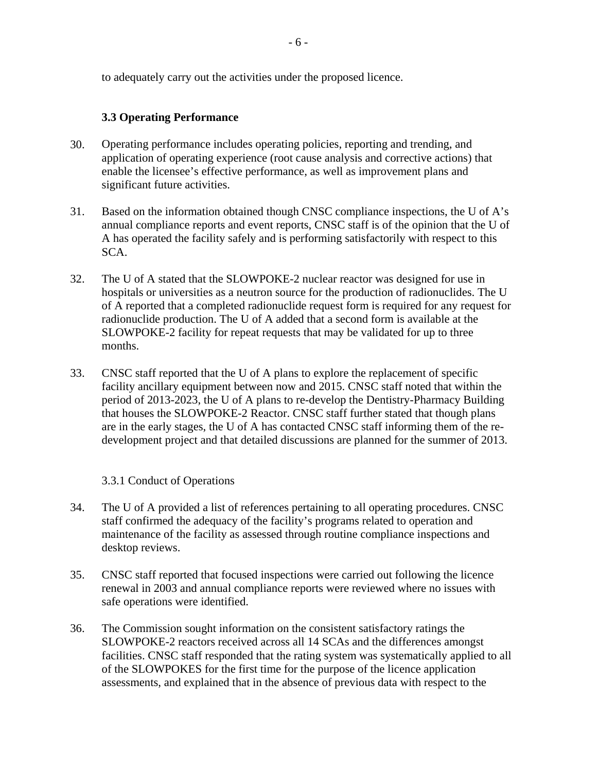to adequately carry out the activities under the proposed licence.

### 3.3 Operating Performance

30. Operating performance includes operating policies, reporting and trending, and application of operating experience (root cause analysis and corrective actions) that enable the licensee's effective performance, as well as improvement plans and significant future activities.

31. Based on the information obtained though CNSC compliance inspections, the U of A's annual compliance reports and event reports, CNSC staff is of the opinion that the U of A has operated the facility safely and is performing satisfactorily with respect to this SCA.

32. The U of A stated that the SLOWPOKE-2 nuclear reactor was designed for use in hospitals or universities as a neutron source for the production of radionuclides. The U of A reported that a completed radionuclide request form is required for any request for radionuclide production. The U of A added that a second form is available at the SLOWPOKE-2 facility for repeat requests that may be validated for up to three months.

33. CNSC staff reported that the U of A plans to explore the replacement of specific facility ancillary equipment between now and 2015. CNSC staff noted that within the period of 2013-2023, the U of A plans to re-develop the Dentistry-Pharmacy Building that houses the SLOWPOKE-2 Reactor. CNSC staff further stated that though plans are in the early stages, the U of A has contacted CNSC staff informing them of the re-development project and that detailed discussions are planned for the summer of 2013.

#### 3.3.1 Conduct of Operations

34. The U of A provided a list of references pertaining to all operating procedures. CNSC staff confirmed the adequacy of the facility's programs related to operation and maintenance of the facility as assessed through routine compliance inspections and desktop reviews.

35. CNSC staff reported that focused inspections were carried out following the licence renewal in 2003 and annual compliance reports were reviewed where no issues with safe operations were identified.

36. The Commission sought information on the consistent satisfactory ratings the SLOWPOKE-2 reactors received across all 14 SCAs and the differences amongst facilities. CNSC staff responded that the rating system was systematically applied to all of the SLOWPOKES for the first time for the purpose of the licence application assessments, and explained that in the absence of previous data with respect to the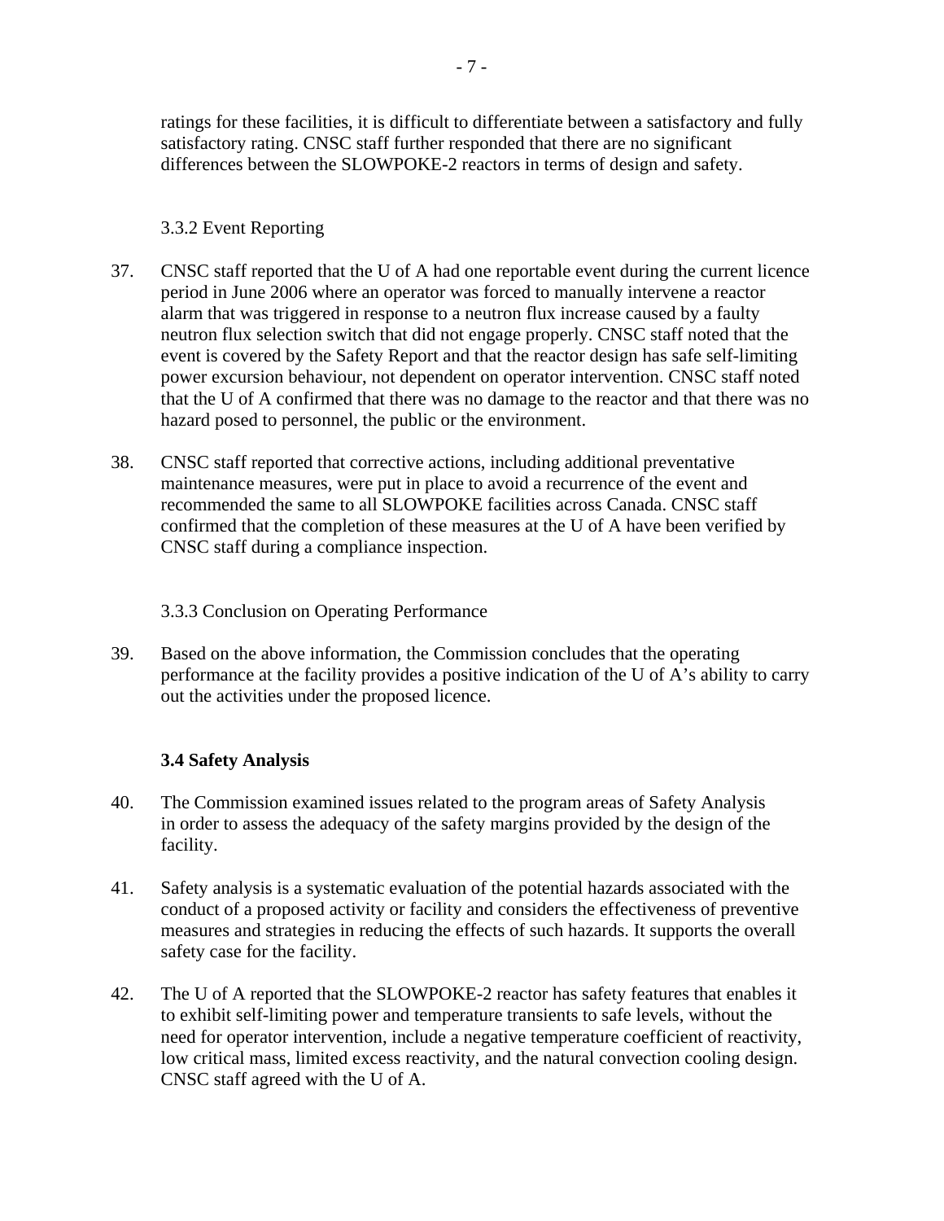ratings for these facilities, it is difficult to differentiate between a satisfactory and fully satisfactory rating. CNSC staff further responded that there are no significant differences between the SLOWPOKE-2 reactors in terms of design and safety.

### 3.3.2 Event Reporting

37. CNSC staff reported that the U of A had one reportable event during the current licence period in June 2006 where an operator was forced to manually intervene a reactor alarm that was triggered in response to a neutron flux increase caused by a faulty neutron flux selection switch that did not engage properly. CNSC staff noted that the event is covered by the Safety Report and that the reactor design has safe self-limiting power excursion behaviour, not dependent on operator intervention. CNSC staff noted that the U of A confirmed that there was no damage to the reactor and that there was no hazard posed to personnel, the public or the environment.

38. CNSC staff reported that corrective actions, including additional preventative maintenance measures, were put in place to avoid a recurrence of the event and recommended the same to all SLOWPOKE facilities across Canada. CNSC staff confirmed that the completion of these measures at the U of A have been verified by CNSC staff during a compliance inspection.

### 3.3.3 Conclusion on Operating Performance

39. Based on the above information, the Commission concludes that the operating performance at the facility provides a positive indication of the U of A's ability to carry out the activities under the proposed licence.

## 3.4 Safety Analysis

40. The Commission examined issues related to the program areas of Safety Analysis in order to assess the adequacy of the safety margins provided by the design of the facility.

41. Safety analysis is a systematic evaluation of the potential hazards associated with the conduct of a proposed activity or facility and considers the effectiveness of preventive measures and strategies in reducing the effects of such hazards. It supports the overall safety case for the facility.

42. The U of A reported that the SLOWPOKE-2 reactor has safety features that enables it to exhibit self-limiting power and temperature transients to safe levels, without the need for operator intervention, include a negative temperature coefficient of reactivity, low critical mass, limited excess reactivity, and the natural convection cooling design. CNSC staff agreed with the U of A.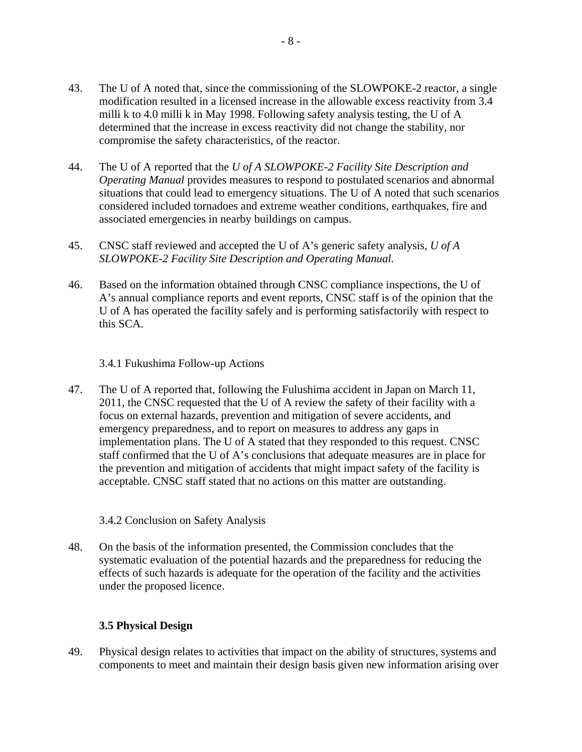43. The U of A noted that, since the commissioning of the SLOWPOKE-2 reactor, a single modification resulted in a licensed increase in the allowable excess reactivity from 3.4 milli k to 4.0 milli k in May 1998. Following safety analysis testing, the U of A determined that the increase in excess reactivity did not change the stability, nor compromise the safety characteristics, of the reactor.

44. The U of A reported that the *U of A SLOWPOKE-2 Facility Site Description and Operating Manual* provides measures to respond to postulated scenarios and abnormal situations that could lead to emergency situations. The U of A noted that such scenarios considered included tornadoes and extreme weather conditions, earthquakes, fire and associated emergencies in nearby buildings on campus.

45. CNSC staff reviewed and accepted the U of A's generic safety analysis, *U of A SLOWPOKE-2 Facility Site Description and Operating Manual.*

46. Based on the information obtained through CNSC compliance inspections, the U of A's annual compliance reports and event reports, CNSC staff is of the opinion that the U of A has operated the facility safely and is performing satisfactorily with respect to this SCA.

#### 3.4.1 Fukushima Follow-up Actions

47. The U of A reported that, following the Fulushima accident in Japan on March 11, 2011, the CNSC requested that the U of A review the safety of their facility with a focus on external hazards, prevention and mitigation of severe accidents, and emergency preparedness, and to report on measures to address any gaps in implementation plans. The U of A stated that they responded to this request. CNSC staff confirmed that the U of A's conclusions that adequate measures are in place for the prevention and mitigation of accidents that might impact safety of the facility is acceptable. CNSC staff stated that no actions on this matter are outstanding.

#### 3.4.2 Conclusion on Safety Analysis

48. On the basis of the information presented, the Commission concludes that the systematic evaluation of the potential hazards and the preparedness for reducing the effects of such hazards is adequate for the operation of the facility and the activities under the proposed licence.

### 3.5 Physical Design

49. Physical design relates to activities that impact on the ability of structures, systems and components to meet and maintain their design basis given new information arising over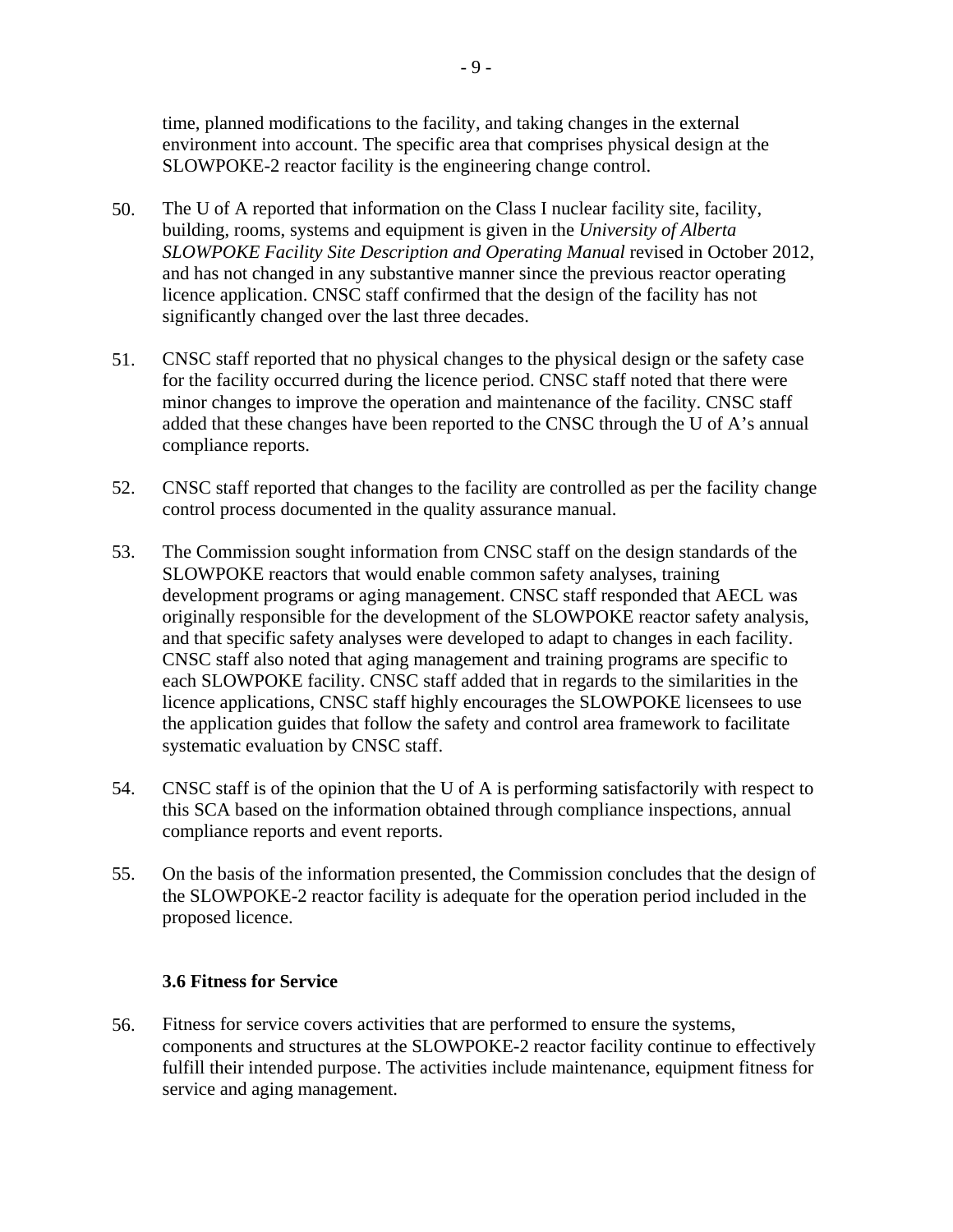time, planned modifications to the facility, and taking changes in the external environment into account. The specific area that comprises physical design at the SLOWPOKE-2 reactor facility is the engineering change control.

50. The U of A reported that information on the Class I nuclear facility site, facility, building, rooms, systems and equipment is given in the *University of Alberta SLOWPOKE Facility Site Description and Operating Manual* revised in October 2012, and has not changed in any substantive manner since the previous reactor operating licence application. CNSC staff confirmed that the design of the facility has not significantly changed over the last three decades.

51. CNSC staff reported that no physical changes to the physical design or the safety case for the facility occurred during the licence period. CNSC staff noted that there were minor changes to improve the operation and maintenance of the facility. CNSC staff added that these changes have been reported to the CNSC through the U of A's annual compliance reports.

52. CNSC staff reported that changes to the facility are controlled as per the facility change control process documented in the quality assurance manual.

53. The Commission sought information from CNSC staff on the design standards of the SLOWPOKE reactors that would enable common safety analyses, training development programs or aging management. CNSC staff responded that AECL was originally responsible for the development of the SLOWPOKE reactor safety analysis, and that specific safety analyses were developed to adapt to changes in each facility. CNSC staff also noted that aging management and training programs are specific to each SLOWPOKE facility. CNSC staff added that in regards to the similarities in the licence applications, CNSC staff highly encourages the SLOWPOKE licensees to use the application guides that follow the safety and control area framework to facilitate systematic evaluation by CNSC staff.

54. CNSC staff is of the opinion that the U of A is performing satisfactorily with respect to this SCA based on the information obtained through compliance inspections, annual compliance reports and event reports.

55. On the basis of the information presented, the Commission concludes that the design of the SLOWPOKE-2 reactor facility is adequate for the operation period included in the proposed licence.

### 3.6 Fitness for Service

56. Fitness for service covers activities that are performed to ensure the systems, components and structures at the SLOWPOKE-2 reactor facility continue to effectively fulfill their intended purpose. The activities include maintenance, equipment fitness for service and aging management.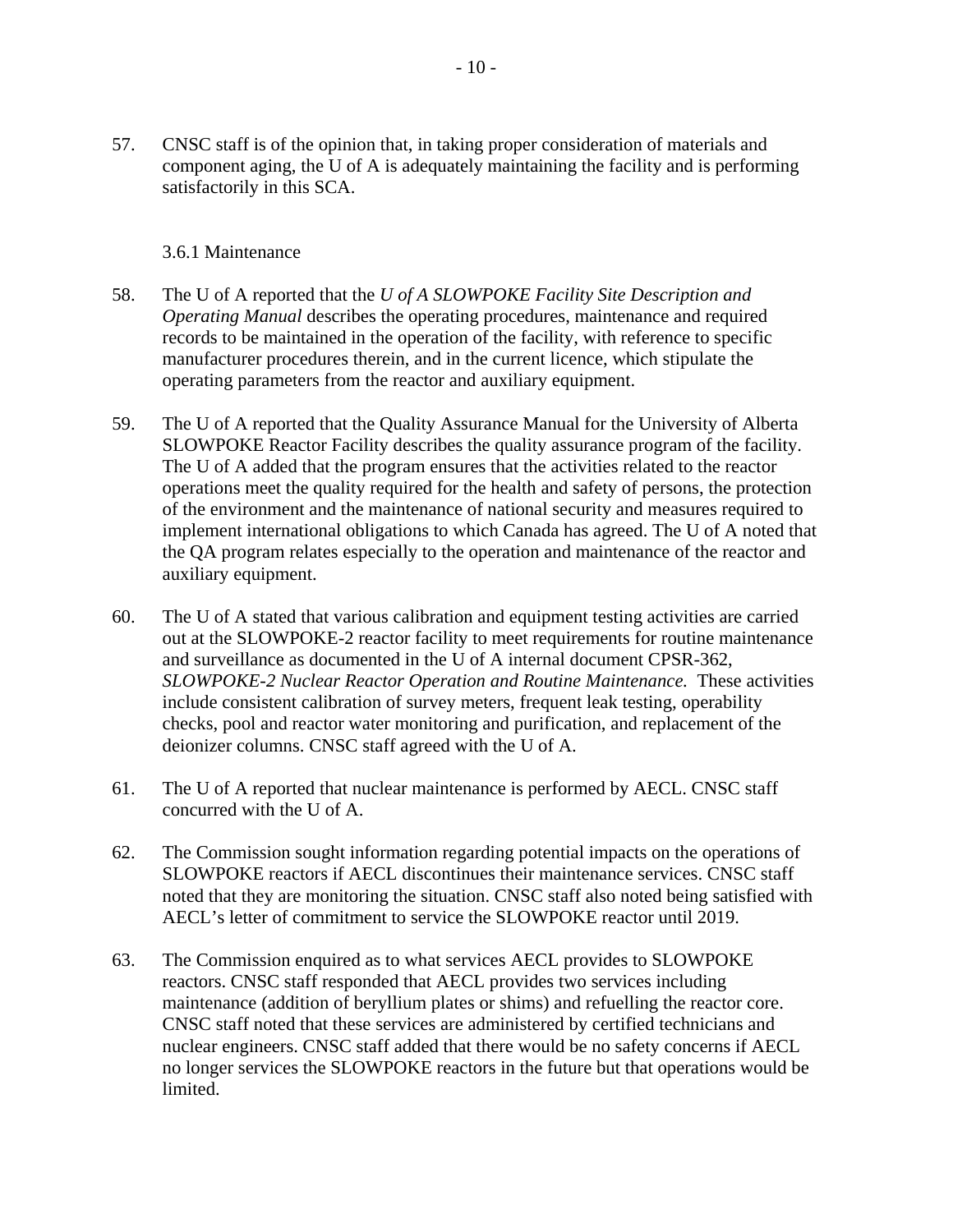57. CNSC staff is of the opinion that, in taking proper consideration of materials and component aging, the U of A is adequately maintaining the facility and is performing satisfactorily in this SCA.

### 3.6.1 Maintenance

58. The U of A reported that the *U of A SLOWPOKE Facility Site Description and Operating Manual* describes the operating procedures, maintenance and required records to be maintained in the operation of the facility, with reference to specific manufacturer procedures therein, and in the current licence, which stipulate the operating parameters from the reactor and auxiliary equipment.

59. The U of A reported that the Quality Assurance Manual for the University of Alberta SLOWPOKE Reactor Facility describes the quality assurance program of the facility. The U of A added that the program ensures that the activities related to the reactor operations meet the quality required for the health and safety of persons, the protection of the environment and the maintenance of national security and measures required to implement international obligations to which Canada has agreed. The U of A noted that the QA program relates especially to the operation and maintenance of the reactor and auxiliary equipment.

60. The U of A stated that various calibration and equipment testing activities are carried out at the SLOWPOKE-2 reactor facility to meet requirements for routine maintenance and surveillance as documented in the U of A internal document CPSR-362, *SLOWPOKE-2 Nuclear Reactor Operation and Routine Maintenance.* These activities include consistent calibration of survey meters, frequent leak testing, operability checks, pool and reactor water monitoring and purification, and replacement of the deionizer columns. CNSC staff agreed with the U of A.

61. The U of A reported that nuclear maintenance is performed by AECL. CNSC staff concurred with the U of A.

62. The Commission sought information regarding potential impacts on the operations of SLOWPOKE reactors if AECL discontinues their maintenance services. CNSC staff noted that they are monitoring the situation. CNSC staff also noted being satisfied with AECL's letter of commitment to service the SLOWPOKE reactor until 2019.

63. The Commission enquired as to what services AECL provides to SLOWPOKE reactors. CNSC staff responded that AECL provides two services including maintenance (addition of beryllium plates or shims) and refuelling the reactor core. CNSC staff noted that these services are administered by certified technicians and nuclear engineers. CNSC staff added that there would be no safety concerns if AECL no longer services the SLOWPOKE reactors in the future but that operations would be limited.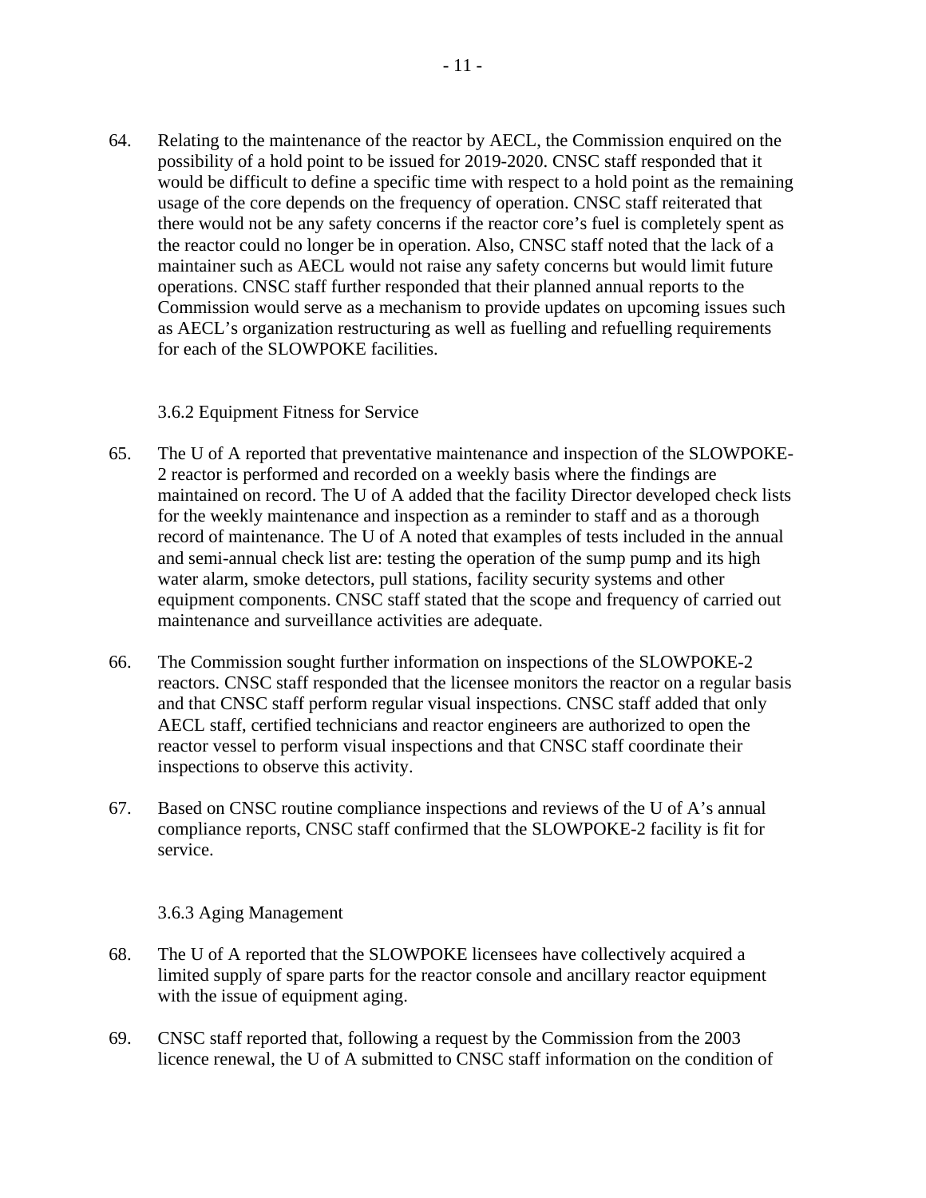64. Relating to the maintenance of the reactor by AECL, the Commission enquired on the possibility of a hold point to be issued for 2019-2020. CNSC staff responded that it would be difficult to define a specific time with respect to a hold point as the remaining usage of the core depends on the frequency of operation. CNSC staff reiterated that there would not be any safety concerns if the reactor core's fuel is completely spent as the reactor could no longer be in operation. Also, CNSC staff noted that the lack of a maintainer such as AECL would not raise any safety concerns but would limit future operations. CNSC staff further responded that their planned annual reports to the Commission would serve as a mechanism to provide updates on upcoming issues such as AECL's organization restructuring as well as fuelling and refuelling requirements for each of the SLOWPOKE facilities.

### 3.6.2 Equipment Fitness for Service

65. The U of A reported that preventative maintenance and inspection of the SLOWPOKE-2 reactor is performed and recorded on a weekly basis where the findings are maintained on record. The U of A added that the facility Director developed check lists for the weekly maintenance and inspection as a reminder to staff and as a thorough record of maintenance. The U of A noted that examples of tests included in the annual and semi-annual check list are: testing the operation of the sump pump and its high water alarm, smoke detectors, pull stations, facility security systems and other equipment components. CNSC staff stated that the scope and frequency of carried out maintenance and surveillance activities are adequate.

66. The Commission sought further information on inspections of the SLOWPOKE-2 reactors. CNSC staff responded that the licensee monitors the reactor on a regular basis and that CNSC staff perform regular visual inspections. CNSC staff added that only AECL staff, certified technicians and reactor engineers are authorized to open the reactor vessel to perform visual inspections and that CNSC staff coordinate their inspections to observe this activity.

67. Based on CNSC routine compliance inspections and reviews of the U of A's annual compliance reports, CNSC staff confirmed that the SLOWPOKE-2 facility is fit for service.

### 3.6.3 Aging Management

68. The U of A reported that the SLOWPOKE licensees have collectively acquired a limited supply of spare parts for the reactor console and ancillary reactor equipment with the issue of equipment aging.

69. CNSC staff reported that, following a request by the Commission from the 2003 licence renewal, the U of A submitted to CNSC staff information on the condition of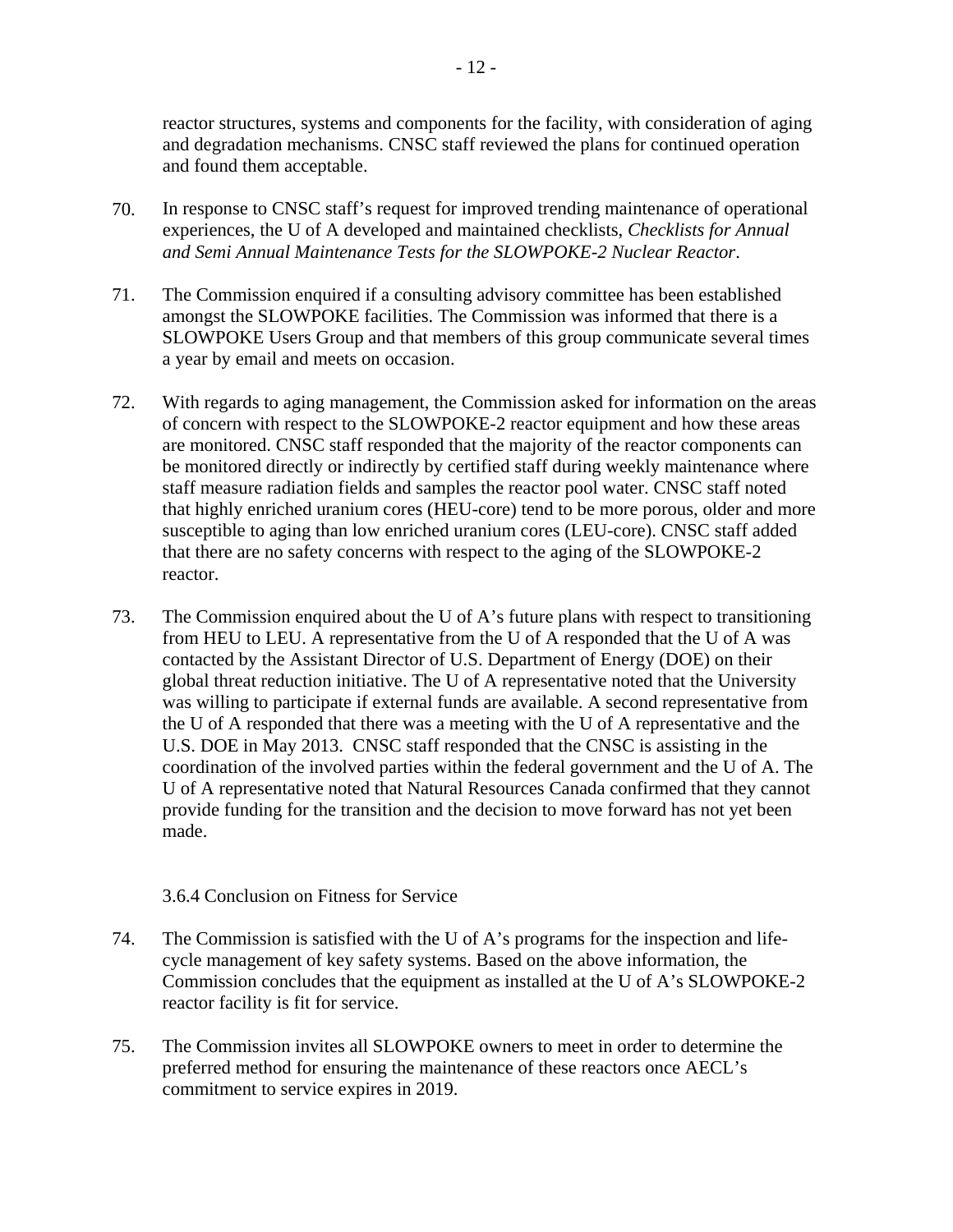reactor structures, systems and components for the facility, with consideration of aging and degradation mechanisms. CNSC staff reviewed the plans for continued operation and found them acceptable.

70. In response to CNSC staff's request for improved trending maintenance of operational experiences, the U of A developed and maintained checklists, *Checklists for Annual and Semi Annual Maintenance Tests for the SLOWPOKE-2 Nuclear Reactor*.

71. The Commission enquired if a consulting advisory committee has been established amongst the SLOWPOKE facilities. The Commission was informed that there is a SLOWPOKE Users Group and that members of this group communicate several times a year by email and meets on occasion.

72. With regards to aging management, the Commission asked for information on the areas of concern with respect to the SLOWPOKE-2 reactor equipment and how these areas are monitored. CNSC staff responded that the majority of the reactor components can be monitored directly or indirectly by certified staff during weekly maintenance where staff measure radiation fields and samples the reactor pool water. CNSC staff noted that highly enriched uranium cores (HEU-core) tend to be more porous, older and more susceptible to aging than low enriched uranium cores (LEU-core). CNSC staff added that there are no safety concerns with respect to the aging of the SLOWPOKE-2 reactor.

73. The Commission enquired about the U of A's future plans with respect to transitioning from HEU to LEU. A representative from the U of A responded that the U of A was contacted by the Assistant Director of U.S. Department of Energy (DOE) on their global threat reduction initiative. The U of A representative noted that the University was willing to participate if external funds are available. A second representative from the U of A responded that there was a meeting with the U of A representative and the U.S. DOE in May 2013. CNSC staff responded that the CNSC is assisting in the coordination of the involved parties within the federal government and the U of A. The U of A representative noted that Natural Resources Canada confirmed that they cannot provide funding for the transition and the decision to move forward has not yet been made.

### 3.6.4 Conclusion on Fitness for Service

74. The Commission is satisfied with the U of A's programs for the inspection and life-cycle management of key safety systems. Based on the above information, the Commission concludes that the equipment as installed at the U of A's SLOWPOKE-2 reactor facility is fit for service.

75. The Commission invites all SLOWPOKE owners to meet in order to determine the preferred method for ensuring the maintenance of these reactors once AECL's commitment to service expires in 2019.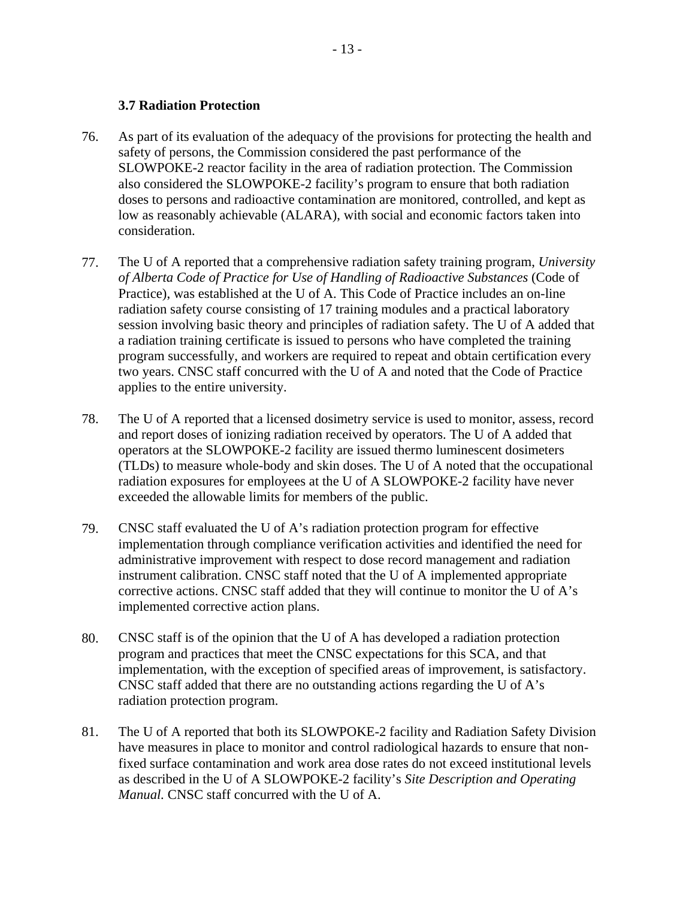### 3.7 Radiation Protection

76. As part of its evaluation of the adequacy of the provisions for protecting the health and safety of persons, the Commission considered the past performance of the SLOWPOKE-2 reactor facility in the area of radiation protection. The Commission also considered the SLOWPOKE-2 facility's program to ensure that both radiation doses to persons and radioactive contamination are monitored, controlled, and kept as low as reasonably achievable (ALARA), with social and economic factors taken into consideration.

77. The U of A reported that a comprehensive radiation safety training program, *University of Alberta Code of Practice for Use of Handling of Radioactive Substances* (Code of Practice), was established at the U of A. This Code of Practice includes an on-line radiation safety course consisting of 17 training modules and a practical laboratory session involving basic theory and principles of radiation safety. The U of A added that a radiation training certificate is issued to persons who have completed the training program successfully, and workers are required to repeat and obtain certification every two years. CNSC staff concurred with the U of A and noted that the Code of Practice applies to the entire university.

78. The U of A reported that a licensed dosimetry service is used to monitor, assess, record and report doses of ionizing radiation received by operators. The U of A added that operators at the SLOWPOKE-2 facility are issued thermo luminescent dosimeters (TLDs) to measure whole-body and skin doses. The U of A noted that the occupational radiation exposures for employees at the U of A SLOWPOKE-2 facility have never exceeded the allowable limits for members of the public.

79. CNSC staff evaluated the U of A's radiation protection program for effective implementation through compliance verification activities and identified the need for administrative improvement with respect to dose record management and radiation instrument calibration. CNSC staff noted that the U of A implemented appropriate corrective actions. CNSC staff added that they will continue to monitor the U of A's implemented corrective action plans.

80. CNSC staff is of the opinion that the U of A has developed a radiation protection program and practices that meet the CNSC expectations for this SCA, and that implementation, with the exception of specified areas of improvement, is satisfactory. CNSC staff added that there are no outstanding actions regarding the U of A's radiation protection program.

81. The U of A reported that both its SLOWPOKE-2 facility and Radiation Safety Division have measures in place to monitor and control radiological hazards to ensure that non-fixed surface contamination and work area dose rates do not exceed institutional levels as described in the U of A SLOWPOKE-2 facility's *Site Description and Operating Manual.* CNSC staff concurred with the U of A.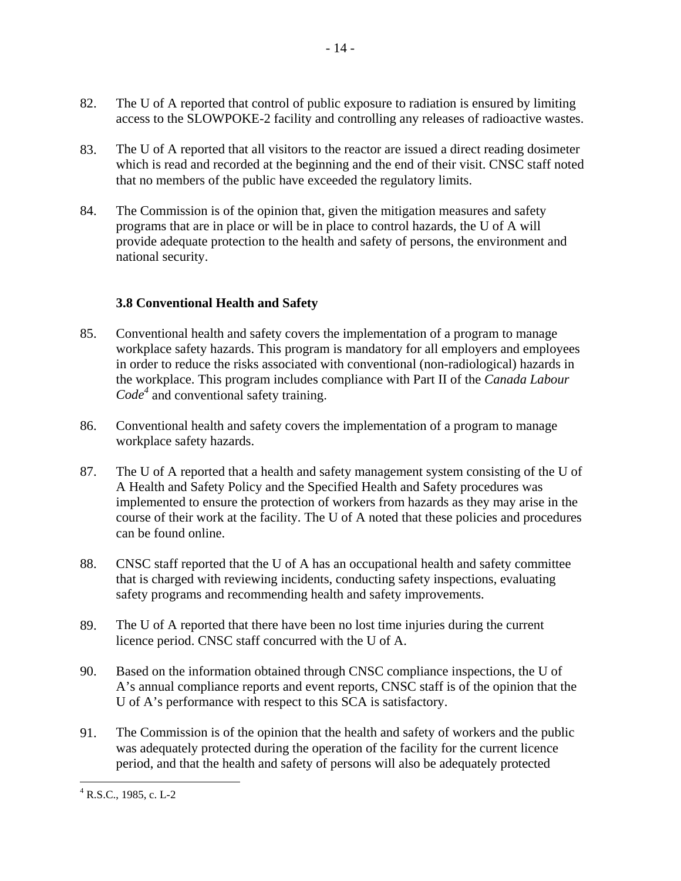82. The U of A reported that control of public exposure to radiation is ensured by limiting access to the SLOWPOKE-2 facility and controlling any releases of radioactive wastes.

83. The U of A reported that all visitors to the reactor are issued a direct reading dosimeter which is read and recorded at the beginning and the end of their visit. CNSC staff noted that no members of the public have exceeded the regulatory limits.

84. The Commission is of the opinion that, given the mitigation measures and safety programs that are in place or will be in place to control hazards, the U of A will provide adequate protection to the health and safety of persons, the environment and national security.

### 3.8 Conventional Health and Safety

85. Conventional health and safety covers the implementation of a program to manage workplace safety hazards. This program is mandatory for all employers and employees in order to reduce the risks associated with conventional (non-radiological) hazards in the workplace. This program includes compliance with Part II of the *Canada Labour Code*[4] and conventional safety training.

86. Conventional health and safety covers the implementation of a program to manage workplace safety hazards.

87. The U of A reported that a health and safety management system consisting of the U of A Health and Safety Policy and the Specified Health and Safety procedures was implemented to ensure the protection of workers from hazards as they may arise in the course of their work at the facility. The U of A noted that these policies and procedures can be found online.

88. CNSC staff reported that the U of A has an occupational health and safety committee that is charged with reviewing incidents, conducting safety inspections, evaluating safety programs and recommending health and safety improvements.

89. The U of A reported that there have been no lost time injuries during the current licence period. CNSC staff concurred with the U of A.

90. Based on the information obtained through CNSC compliance inspections, the U of A's annual compliance reports and event reports, CNSC staff is of the opinion that the U of A's performance with respect to this SCA is satisfactory.

91. The Commission is of the opinion that the health and safety of workers and the public was adequately protected during the operation of the facility for the current licence period, and that the health and safety of persons will also be adequately protected

[4] R.S.C., 1985, c. L-2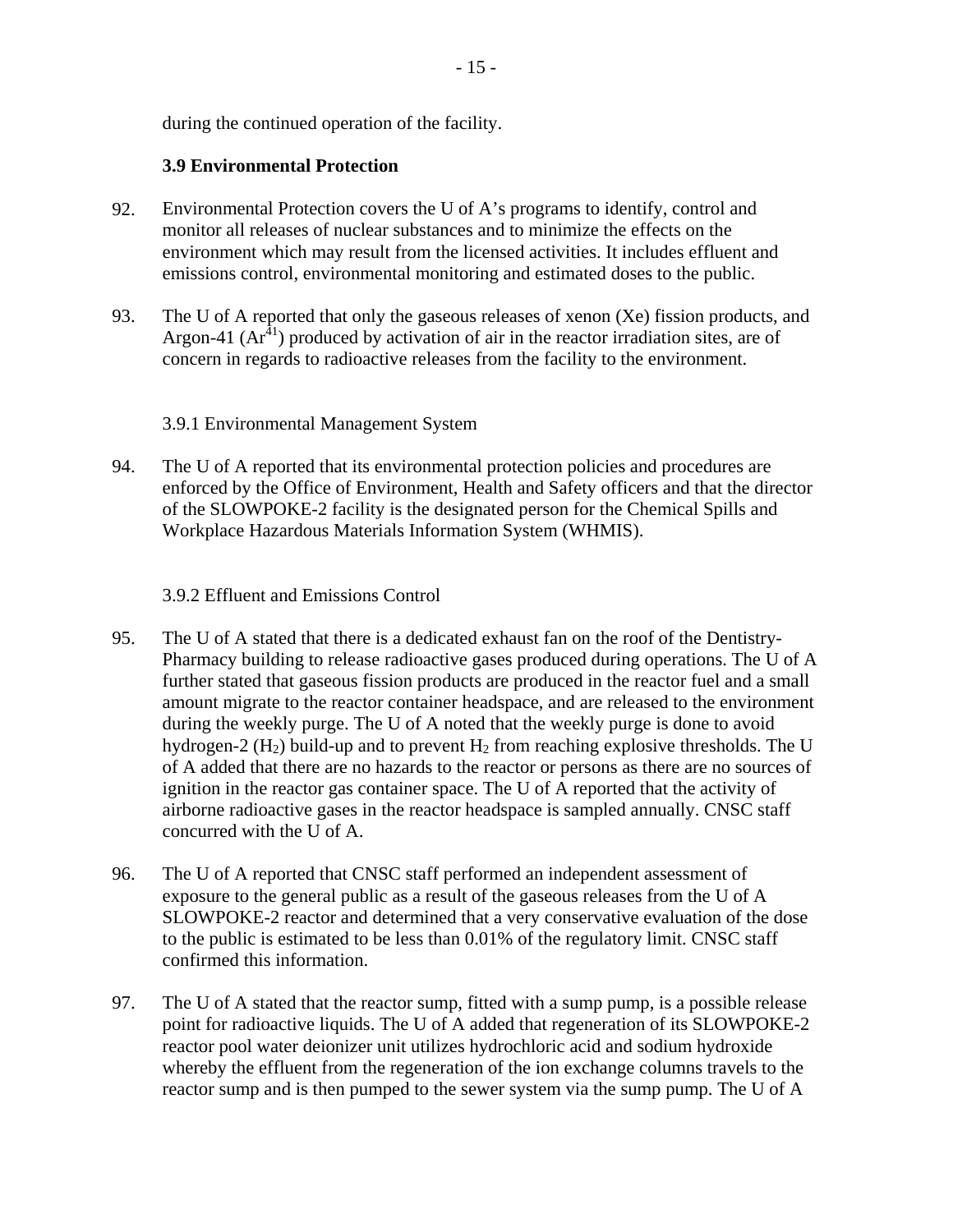during the continued operation of the facility.

### 3.9 Environmental Protection

92. Environmental Protection covers the U of A's programs to identify, control and monitor all releases of nuclear substances and to minimize the effects on the environment which may result from the licensed activities. It includes effluent and emissions control, environmental monitoring and estimated doses to the public.

93. The U of A reported that only the gaseous releases of xenon (Xe) fission products, and Argon-41 ($Ar^{41}$) produced by activation of air in the reactor irradiation sites, are of concern in regards to radioactive releases from the facility to the environment.

#### 3.9.1 Environmental Management System

94. The U of A reported that its environmental protection policies and procedures are enforced by the Office of Environment, Health and Safety officers and that the director of the SLOWPOKE-2 facility is the designated person for the Chemical Spills and Workplace Hazardous Materials Information System (WHMIS).

#### 3.9.2 Effluent and Emissions Control

95. The U of A stated that there is a dedicated exhaust fan on the roof of the Dentistry-Pharmacy building to release radioactive gases produced during operations. The U of A further stated that gaseous fission products are produced in the reactor fuel and a small amount migrate to the reactor container headspace, and are released to the environment during the weekly purge. The U of A noted that the weekly purge is done to avoid hydrogen-2 ($H_2$) build-up and to prevent $H_2$ from reaching explosive thresholds. The U of A added that there are no hazards to the reactor or persons as there are no sources of ignition in the reactor gas container space. The U of A reported that the activity of airborne radioactive gases in the reactor headspace is sampled annually. CNSC staff concurred with the U of A.

96. The U of A reported that CNSC staff performed an independent assessment of exposure to the general public as a result of the gaseous releases from the U of A SLOWPOKE-2 reactor and determined that a very conservative evaluation of the dose to the public is estimated to be less than 0.01% of the regulatory limit. CNSC staff confirmed this information.

97. The U of A stated that the reactor sump, fitted with a sump pump, is a possible release point for radioactive liquids. The U of A added that regeneration of its SLOWPOKE-2 reactor pool water deionizer unit utilizes hydrochloric acid and sodium hydroxide whereby the effluent from the regeneration of the ion exchange columns travels to the reactor sump and is then pumped to the sewer system via the sump pump. The U of A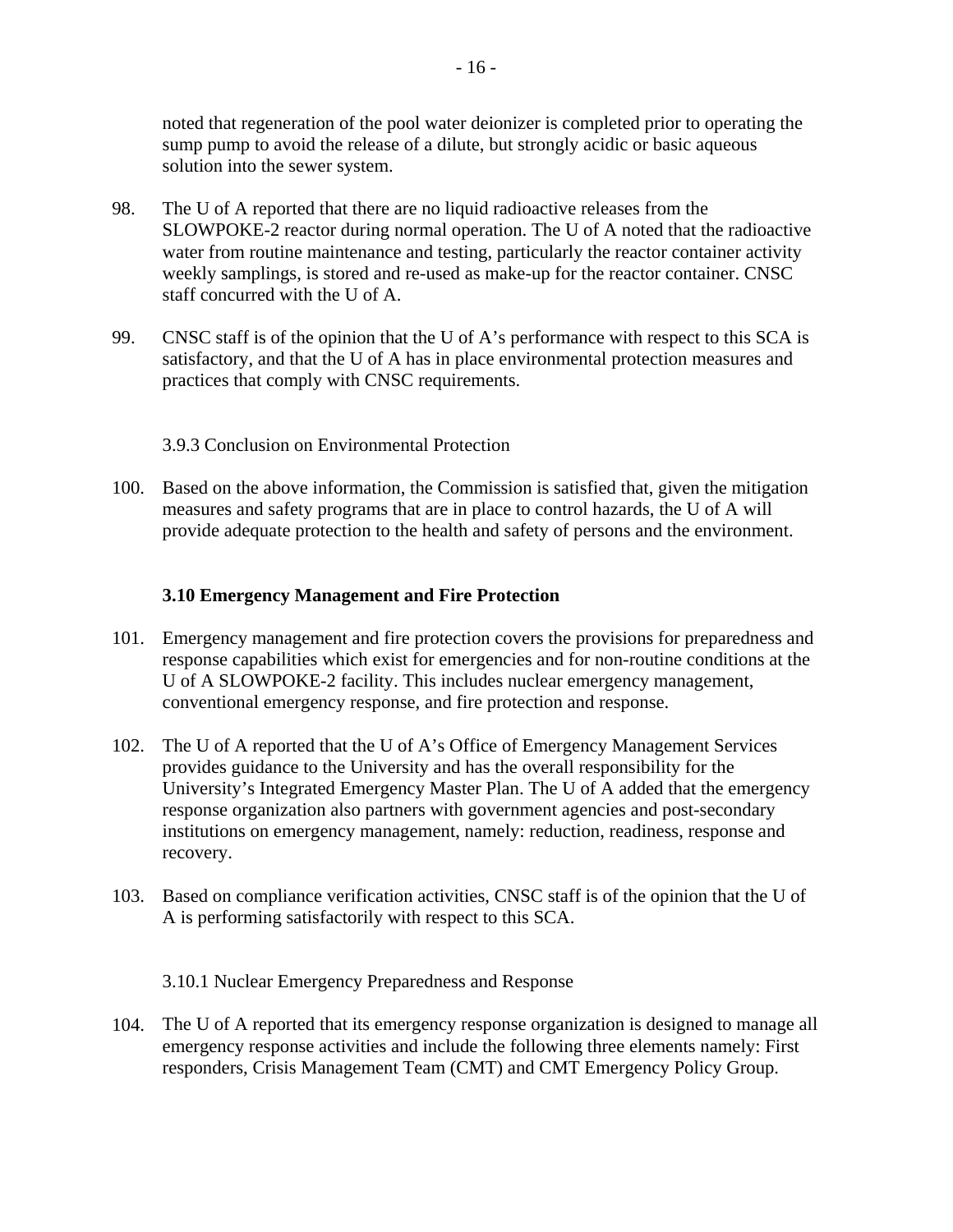noted that regeneration of the pool water deionizer is completed prior to operating the sump pump to avoid the release of a dilute, but strongly acidic or basic aqueous solution into the sewer system.

98. The U of A reported that there are no liquid radioactive releases from the SLOWPOKE-2 reactor during normal operation. The U of A noted that the radioactive water from routine maintenance and testing, particularly the reactor container activity weekly samplings, is stored and re-used as make-up for the reactor container. CNSC staff concurred with the U of A.

99. CNSC staff is of the opinion that the U of A's performance with respect to this SCA is satisfactory, and that the U of A has in place environmental protection measures and practices that comply with CNSC requirements.

#### 3.9.3 Conclusion on Environmental Protection

100. Based on the above information, the Commission is satisfied that, given the mitigation measures and safety programs that are in place to control hazards, the U of A will provide adequate protection to the health and safety of persons and the environment.

### 3.10 Emergency Management and Fire Protection

101. Emergency management and fire protection covers the provisions for preparedness and response capabilities which exist for emergencies and for non-routine conditions at the U of A SLOWPOKE-2 facility. This includes nuclear emergency management, conventional emergency response, and fire protection and response.

102. The U of A reported that the U of A's Office of Emergency Management Services provides guidance to the University and has the overall responsibility for the University's Integrated Emergency Master Plan. The U of A added that the emergency response organization also partners with government agencies and post-secondary institutions on emergency management, namely: reduction, readiness, response and recovery.

103. Based on compliance verification activities, CNSC staff is of the opinion that the U of A is performing satisfactorily with respect to this SCA.

#### 3.10.1 Nuclear Emergency Preparedness and Response

104. The U of A reported that its emergency response organization is designed to manage all emergency response activities and include the following three elements namely: First responders, Crisis Management Team (CMT) and CMT Emergency Policy Group.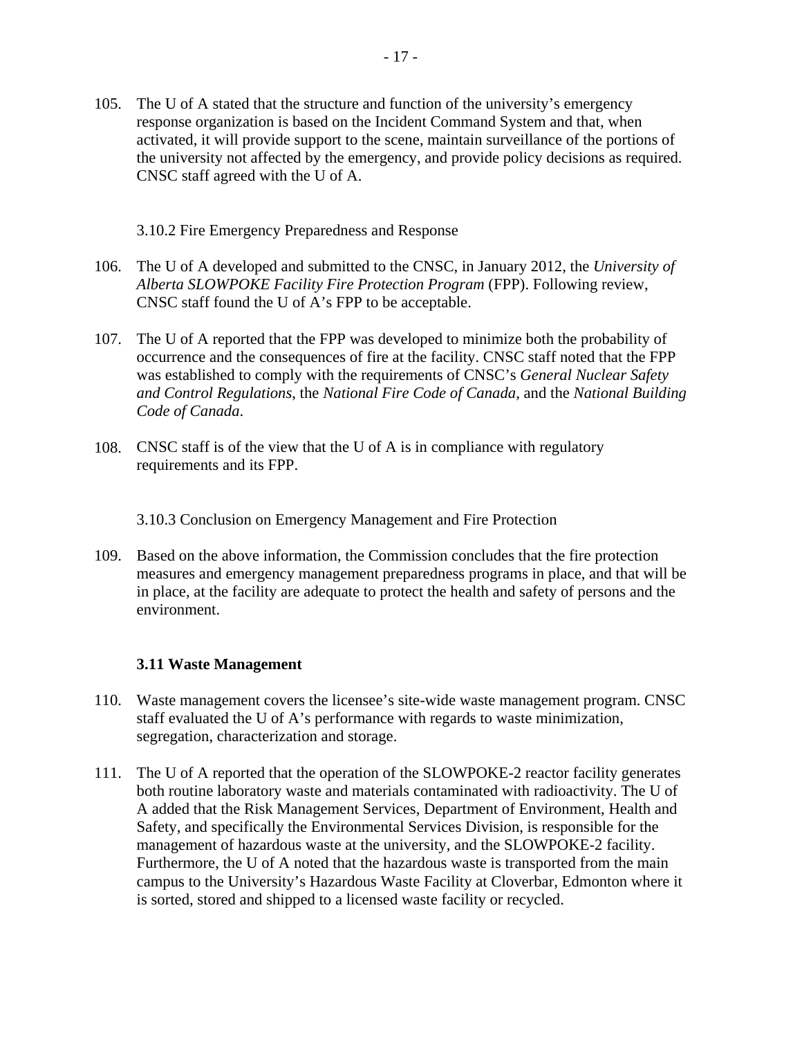105. The U of A stated that the structure and function of the university's emergency response organization is based on the Incident Command System and that, when activated, it will provide support to the scene, maintain surveillance of the portions of the university not affected by the emergency, and provide policy decisions as required. CNSC staff agreed with the U of A.

#### 3.10.2 Fire Emergency Preparedness and Response

106. The U of A developed and submitted to the CNSC, in January 2012, the *University of Alberta SLOWPOKE Facility Fire Protection Program* (FPP). Following review, CNSC staff found the U of A's FPP to be acceptable.

107. The U of A reported that the FPP was developed to minimize both the probability of occurrence and the consequences of fire at the facility. CNSC staff noted that the FPP was established to comply with the requirements of CNSC's *General Nuclear Safety and Control Regulations*, the *National Fire Code of Canada*, and the *National Building Code of Canada*.

108. CNSC staff is of the view that the U of A is in compliance with regulatory requirements and its FPP.

#### 3.10.3 Conclusion on Emergency Management and Fire Protection

109. Based on the above information, the Commission concludes that the fire protection measures and emergency management preparedness programs in place, and that will be in place, at the facility are adequate to protect the health and safety of persons and the environment.

### 3.11 Waste Management

110. Waste management covers the licensee's site-wide waste management program. CNSC staff evaluated the U of A's performance with regards to waste minimization, segregation, characterization and storage.

111. The U of A reported that the operation of the SLOWPOKE-2 reactor facility generates both routine laboratory waste and materials contaminated with radioactivity. The U of A added that the Risk Management Services, Department of Environment, Health and Safety, and specifically the Environmental Services Division, is responsible for the management of hazardous waste at the university, and the SLOWPOKE-2 facility. Furthermore, the U of A noted that the hazardous waste is transported from the main campus to the University's Hazardous Waste Facility at Cloverbar, Edmonton where it is sorted, stored and shipped to a licensed waste facility or recycled.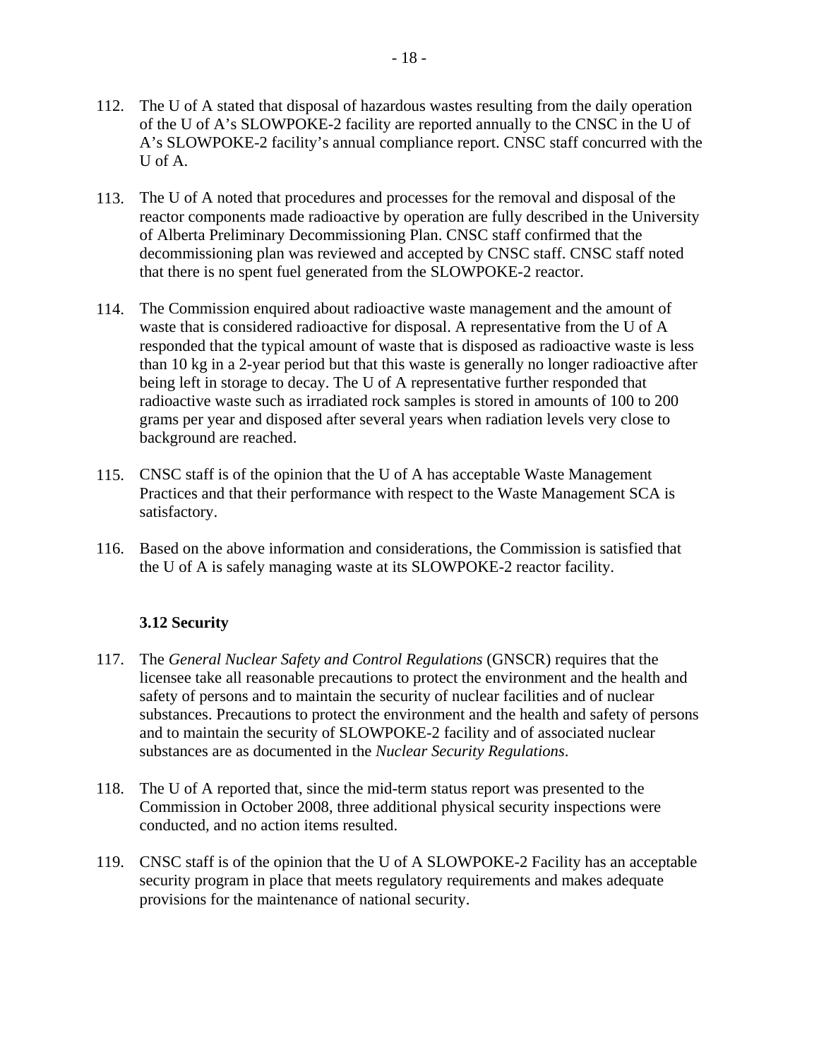112. The U of A stated that disposal of hazardous wastes resulting from the daily operation of the U of A's SLOWPOKE-2 facility are reported annually to the CNSC in the U of A's SLOWPOKE-2 facility's annual compliance report. CNSC staff concurred with the U of A.

113. The U of A noted that procedures and processes for the removal and disposal of the reactor components made radioactive by operation are fully described in the University of Alberta Preliminary Decommissioning Plan. CNSC staff confirmed that the decommissioning plan was reviewed and accepted by CNSC staff. CNSC staff noted that there is no spent fuel generated from the SLOWPOKE-2 reactor.

114. The Commission enquired about radioactive waste management and the amount of waste that is considered radioactive for disposal. A representative from the U of A responded that the typical amount of waste that is disposed as radioactive waste is less than 10 kg in a 2-year period but that this waste is generally no longer radioactive after being left in storage to decay. The U of A representative further responded that radioactive waste such as irradiated rock samples is stored in amounts of 100 to 200 grams per year and disposed after several years when radiation levels very close to background are reached.

115. CNSC staff is of the opinion that the U of A has acceptable Waste Management Practices and that their performance with respect to the Waste Management SCA is satisfactory.

116. Based on the above information and considerations, the Commission is satisfied that the U of A is safely managing waste at its SLOWPOKE-2 reactor facility.

### 3.12 Security

117. The *General Nuclear Safety and Control Regulations* (GNSCR) requires that the licensee take all reasonable precautions to protect the environment and the health and safety of persons and to maintain the security of nuclear facilities and of nuclear substances. Precautions to protect the environment and the health and safety of persons and to maintain the security of SLOWPOKE-2 facility and of associated nuclear substances are as documented in the *Nuclear Security Regulations*.

118. The U of A reported that, since the mid-term status report was presented to the Commission in October 2008, three additional physical security inspections were conducted, and no action items resulted.

119. CNSC staff is of the opinion that the U of A SLOWPOKE-2 Facility has an acceptable security program in place that meets regulatory requirements and makes adequate provisions for the maintenance of national security.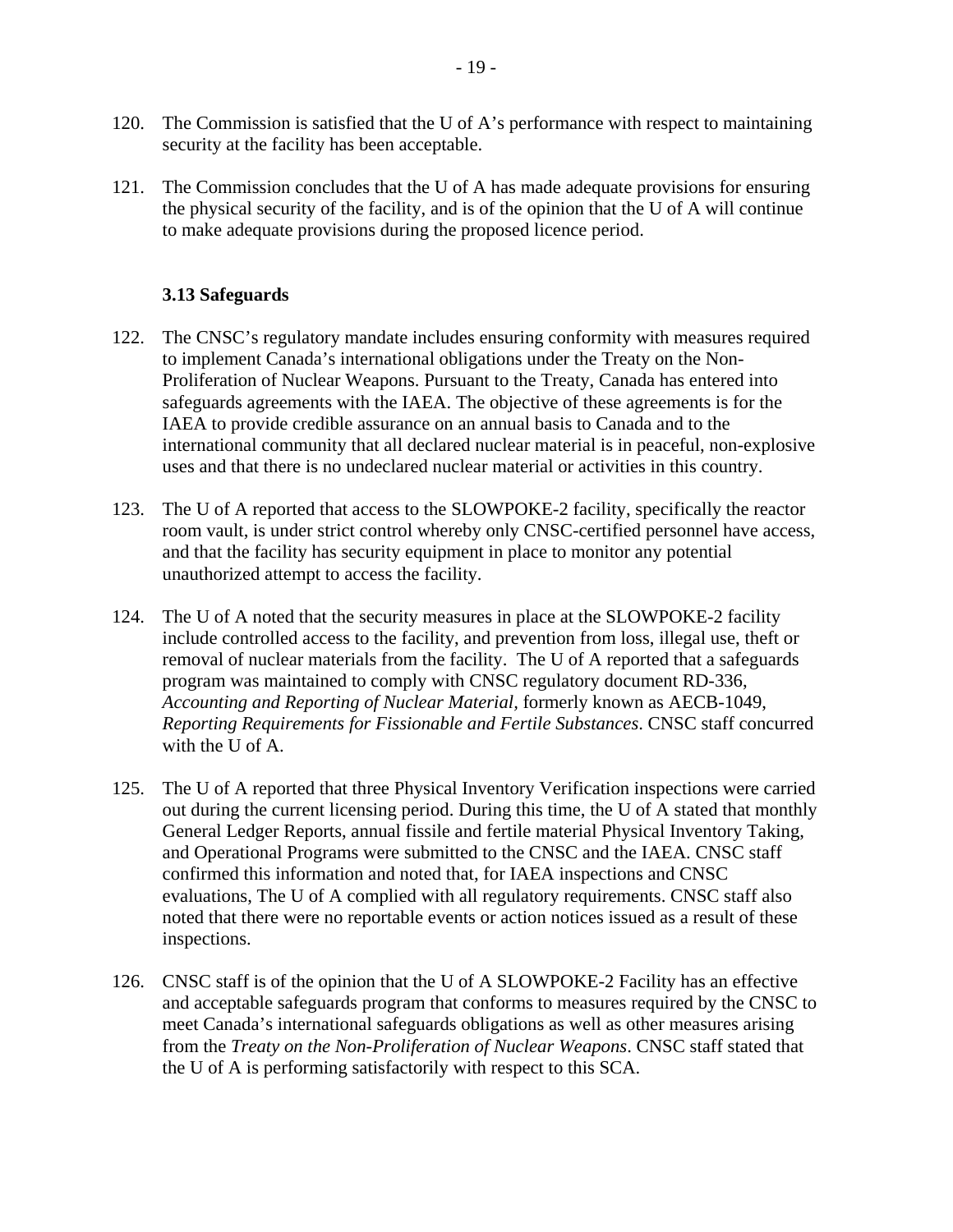120. The Commission is satisfied that the U of A's performance with respect to maintaining security at the facility has been acceptable.

121. The Commission concludes that the U of A has made adequate provisions for ensuring the physical security of the facility, and is of the opinion that the U of A will continue to make adequate provisions during the proposed licence period.

### 3.13 Safeguards

122. The CNSC's regulatory mandate includes ensuring conformity with measures required to implement Canada's international obligations under the Treaty on the Non-Proliferation of Nuclear Weapons. Pursuant to the Treaty, Canada has entered into safeguards agreements with the IAEA. The objective of these agreements is for the IAEA to provide credible assurance on an annual basis to Canada and to the international community that all declared nuclear material is in peaceful, non-explosive uses and that there is no undeclared nuclear material or activities in this country.

123. The U of A reported that access to the SLOWPOKE-2 facility, specifically the reactor room vault, is under strict control whereby only CNSC-certified personnel have access, and that the facility has security equipment in place to monitor any potential unauthorized attempt to access the facility.

124. The U of A noted that the security measures in place at the SLOWPOKE-2 facility include controlled access to the facility, and prevention from loss, illegal use, theft or removal of nuclear materials from the facility. The U of A reported that a safeguards program was maintained to comply with CNSC regulatory document RD-336, *Accounting and Reporting of Nuclear Material*, formerly known as AECB-1049, *Reporting Requirements for Fissionable and Fertile Substances*. CNSC staff concurred with the U of A.

125. The U of A reported that three Physical Inventory Verification inspections were carried out during the current licensing period. During this time, the U of A stated that monthly General Ledger Reports, annual fissile and fertile material Physical Inventory Taking, and Operational Programs were submitted to the CNSC and the IAEA. CNSC staff confirmed this information and noted that, for IAEA inspections and CNSC evaluations, The U of A complied with all regulatory requirements. CNSC staff also noted that there were no reportable events or action notices issued as a result of these inspections.

126. CNSC staff is of the opinion that the U of A SLOWPOKE-2 Facility has an effective and acceptable safeguards program that conforms to measures required by the CNSC to meet Canada's international safeguards obligations as well as other measures arising from the *Treaty on the Non-Proliferation of Nuclear Weapons*. CNSC staff stated that the U of A is performing satisfactorily with respect to this SCA.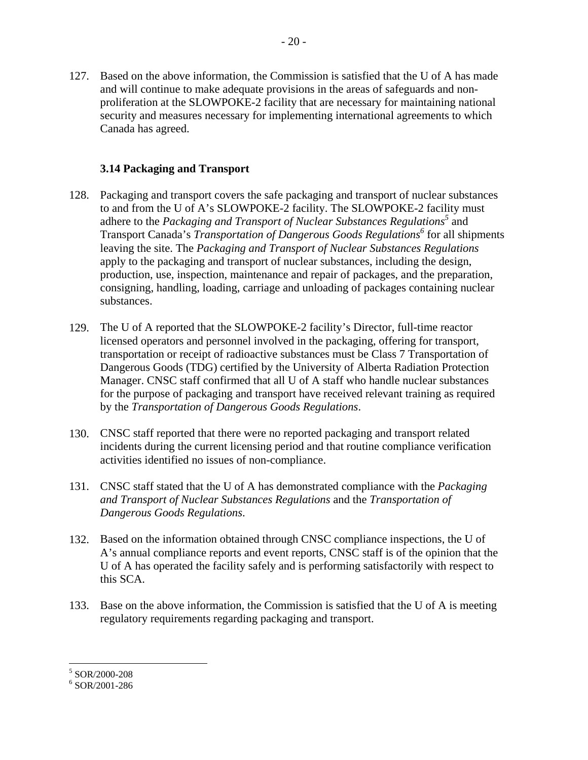127. Based on the above information, the Commission is satisfied that the U of A has made and will continue to make adequate provisions in the areas of safeguards and non-proliferation at the SLOWPOKE-2 facility that are necessary for maintaining national security and measures necessary for implementing international agreements to which Canada has agreed.

### 3.14 Packaging and Transport

128. Packaging and transport covers the safe packaging and transport of nuclear substances to and from the U of A's SLOWPOKE-2 facility. The SLOWPOKE-2 facility must adhere to the *Packaging and Transport of Nuclear Substances Regulations*[5] and Transport Canada's *Transportation of Dangerous Goods Regulations*[6] for all shipments leaving the site. The *Packaging and Transport of Nuclear Substances Regulations* apply to the packaging and transport of nuclear substances, including the design, production, use, inspection, maintenance and repair of packages, and the preparation, consigning, handling, loading, carriage and unloading of packages containing nuclear substances.

129. The U of A reported that the SLOWPOKE-2 facility's Director, full-time reactor licensed operators and personnel involved in the packaging, offering for transport, transportation or receipt of radioactive substances must be Class 7 Transportation of Dangerous Goods (TDG) certified by the University of Alberta Radiation Protection Manager. CNSC staff confirmed that all U of A staff who handle nuclear substances for the purpose of packaging and transport have received relevant training as required by the *Transportation of Dangerous Goods Regulations*.

130. CNSC staff reported that there were no reported packaging and transport related incidents during the current licensing period and that routine compliance verification activities identified no issues of non-compliance.

131. CNSC staff stated that the U of A has demonstrated compliance with the *Packaging and Transport of Nuclear Substances Regulations* and the *Transportation of Dangerous Goods Regulations*.

132. Based on the information obtained through CNSC compliance inspections, the U of A's annual compliance reports and event reports, CNSC staff is of the opinion that the U of A has operated the facility safely and is performing satisfactorily with respect to this SCA.

133. Base on the above information, the Commission is satisfied that the U of A is meeting regulatory requirements regarding packaging and transport.

---

[5] SOR/2000-208

[6] SOR/2001-286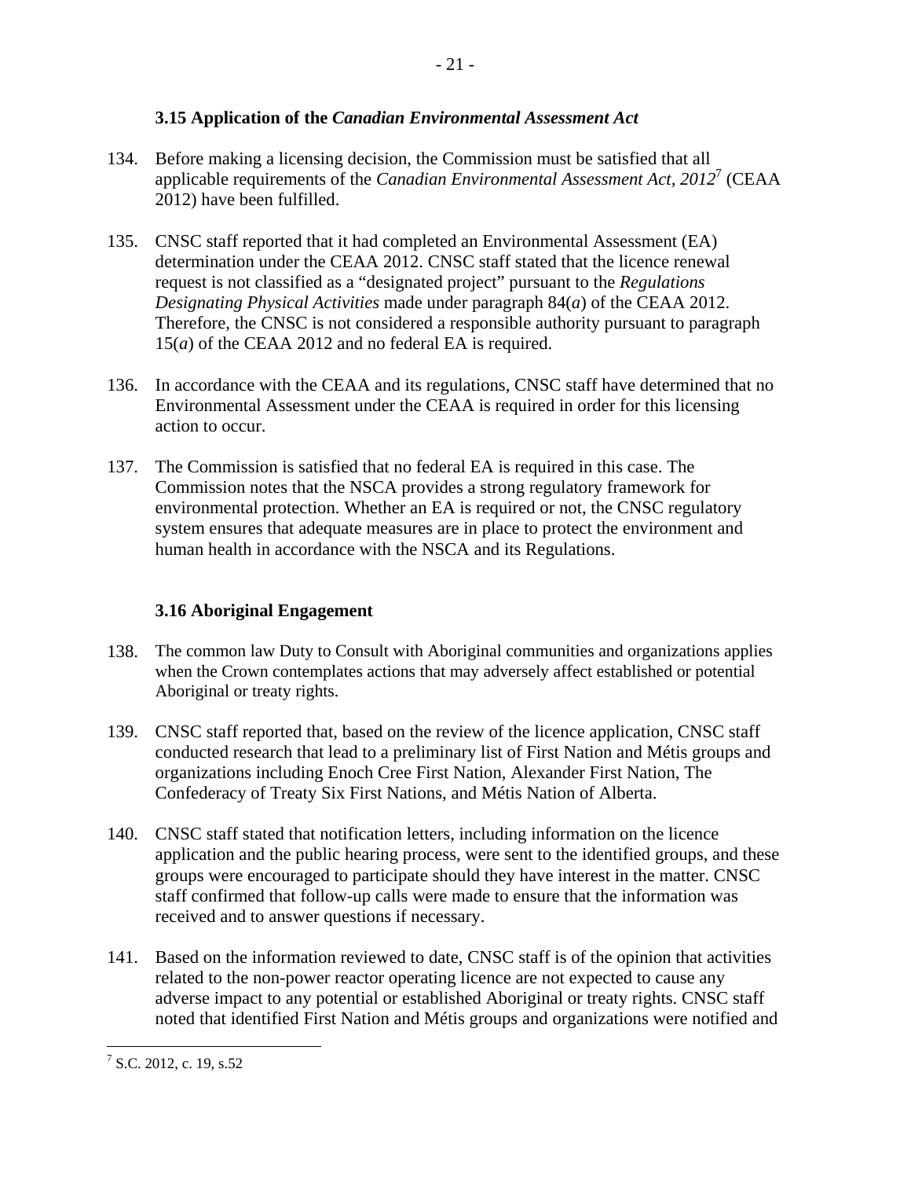### 3.15 Application of the *Canadian Environmental Assessment Act*

134. Before making a licensing decision, the Commission must be satisfied that all applicable requirements of the *Canadian Environmental Assessment Act, 2012*[7] (CEAA 2012) have been fulfilled.

135. CNSC staff reported that it had completed an Environmental Assessment (EA) determination under the CEAA 2012. CNSC staff stated that the licence renewal request is not classified as a "designated project" pursuant to the *Regulations Designating Physical Activities* made under paragraph 84(*a*) of the CEAA 2012. Therefore, the CNSC is not considered a responsible authority pursuant to paragraph 15(*a*) of the CEAA 2012 and no federal EA is required.

136. In accordance with the CEAA and its regulations, CNSC staff have determined that no Environmental Assessment under the CEAA is required in order for this licensing action to occur.

137. The Commission is satisfied that no federal EA is required in this case. The Commission notes that the NSCA provides a strong regulatory framework for environmental protection. Whether an EA is required or not, the CNSC regulatory system ensures that adequate measures are in place to protect the environment and human health in accordance with the NSCA and its Regulations.

### 3.16 Aboriginal Engagement

138. The common law Duty to Consult with Aboriginal communities and organizations applies when the Crown contemplates actions that may adversely affect established or potential Aboriginal or treaty rights.

139. CNSC staff reported that, based on the review of the licence application, CNSC staff conducted research that lead to a preliminary list of First Nation and Métis groups and organizations including Enoch Cree First Nation, Alexander First Nation, The Confederacy of Treaty Six First Nations, and Métis Nation of Alberta.

140. CNSC staff stated that notification letters, including information on the licence application and the public hearing process, were sent to the identified groups, and these groups were encouraged to participate should they have interest in the matter. CNSC staff confirmed that follow-up calls were made to ensure that the information was received and to answer questions if necessary.

141. Based on the information reviewed to date, CNSC staff is of the opinion that activities related to the non-power reactor operating licence are not expected to cause any adverse impact to any potential or established Aboriginal or treaty rights. CNSC staff noted that identified First Nation and Métis groups and organizations were notified and

[7] S.C. 2012, c. 19, s.52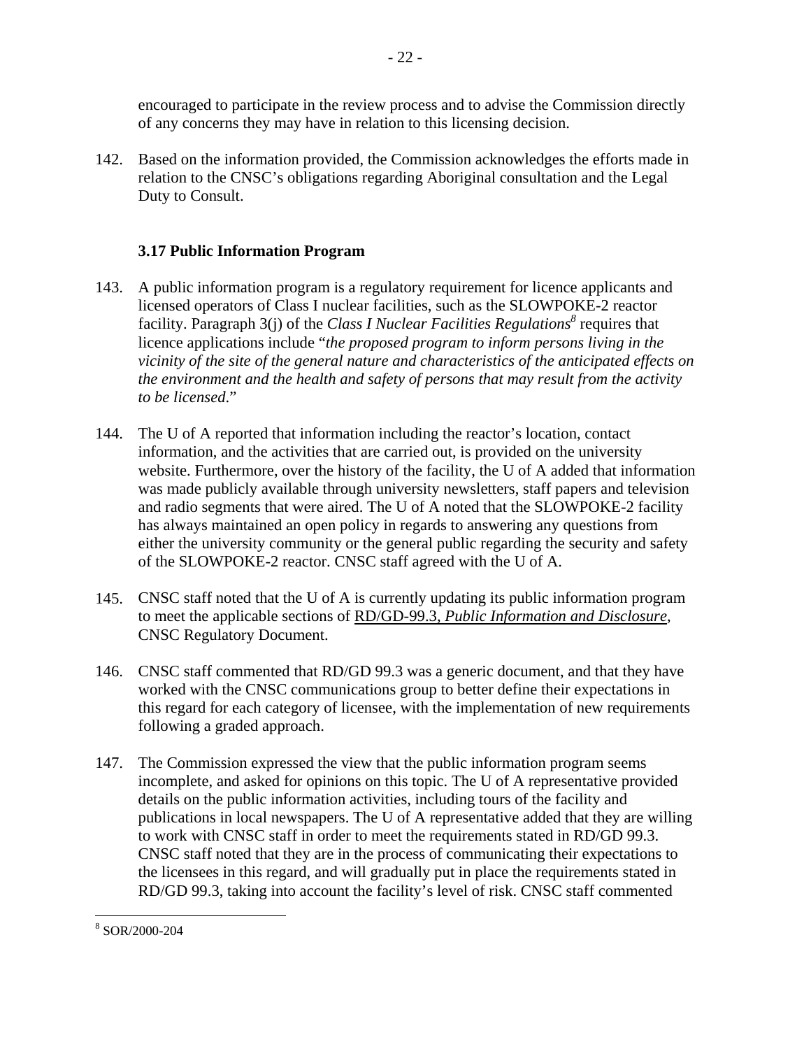encouraged to participate in the review process and to advise the Commission directly of any concerns they may have in relation to this licensing decision.

142. Based on the information provided, the Commission acknowledges the efforts made in relation to the CNSC's obligations regarding Aboriginal consultation and the Legal Duty to Consult.

### 3.17 Public Information Program

143. A public information program is a regulatory requirement for licence applicants and licensed operators of Class I nuclear facilities, such as the SLOWPOKE-2 reactor facility. Paragraph 3(j) of the *Class I Nuclear Facilities Regulations*[8] requires that licence applications include "*the proposed program to inform persons living in the vicinity of the site of the general nature and characteristics of the anticipated effects on the environment and the health and safety of persons that may result from the activity to be licensed*."

144. The U of A reported that information including the reactor's location, contact information, and the activities that are carried out, is provided on the university website. Furthermore, over the history of the facility, the U of A added that information was made publicly available through university newsletters, staff papers and television and radio segments that were aired. The U of A noted that the SLOWPOKE-2 facility has always maintained an open policy in regards to answering any questions from either the university community or the general public regarding the security and safety of the SLOWPOKE-2 reactor. CNSC staff agreed with the U of A.

145. CNSC staff noted that the U of A is currently updating its public information program to meet the applicable sections of RD/GD-99.3, *Public Information and Disclosure*, CNSC Regulatory Document.

146. CNSC staff commented that RD/GD 99.3 was a generic document, and that they have worked with the CNSC communications group to better define their expectations in this regard for each category of licensee, with the implementation of new requirements following a graded approach.

147. The Commission expressed the view that the public information program seems incomplete, and asked for opinions on this topic. The U of A representative provided details on the public information activities, including tours of the facility and publications in local newspapers. The U of A representative added that they are willing to work with CNSC staff in order to meet the requirements stated in RD/GD 99.3. CNSC staff noted that they are in the process of communicating their expectations to the licensees in this regard, and will gradually put in place the requirements stated in RD/GD 99.3, taking into account the facility's level of risk. CNSC staff commented

[8] SOR/2000-204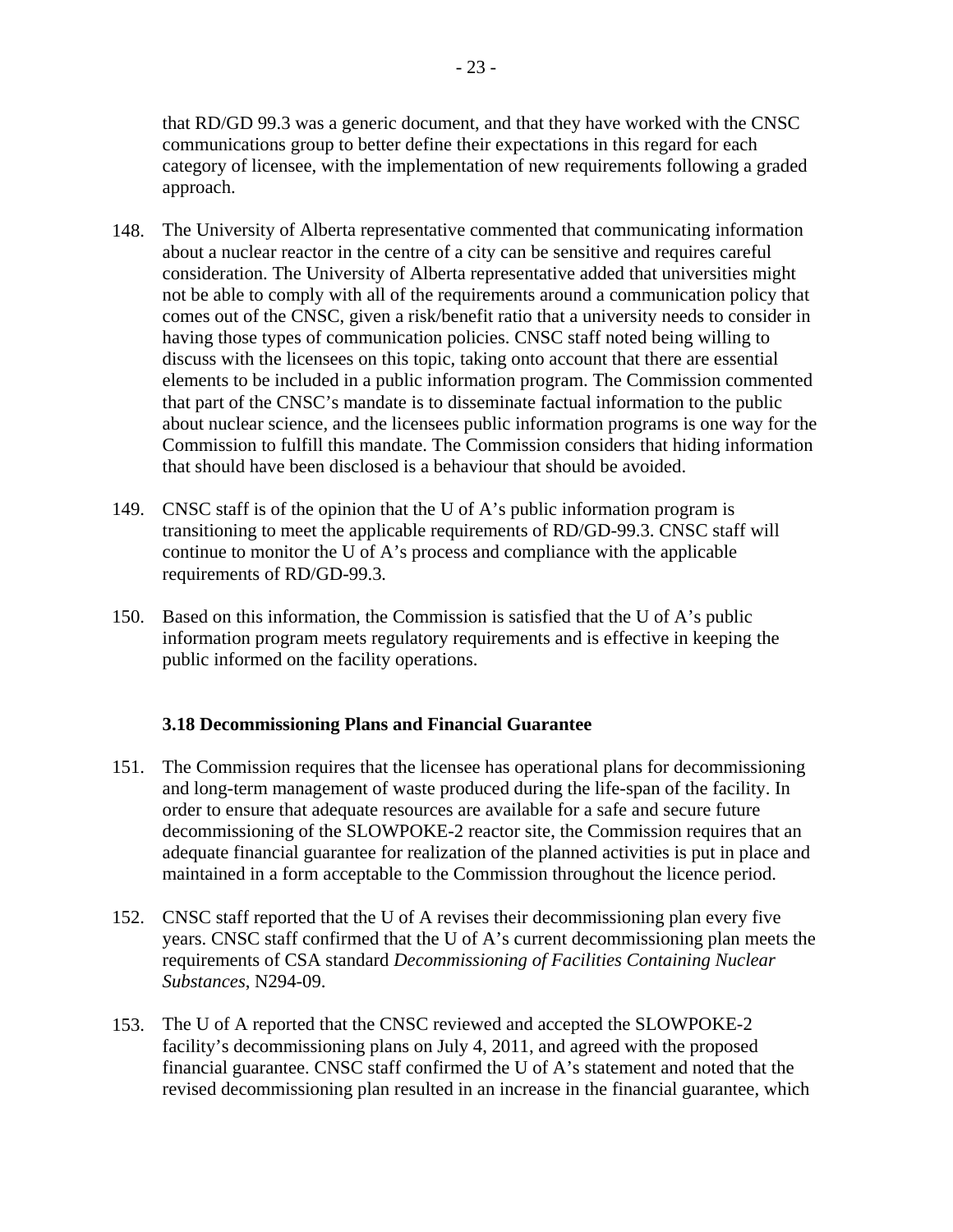that RD/GD 99.3 was a generic document, and that they have worked with the CNSC communications group to better define their expectations in this regard for each category of licensee, with the implementation of new requirements following a graded approach.

148. The University of Alberta representative commented that communicating information about a nuclear reactor in the centre of a city can be sensitive and requires careful consideration. The University of Alberta representative added that universities might not be able to comply with all of the requirements around a communication policy that comes out of the CNSC, given a risk/benefit ratio that a university needs to consider in having those types of communication policies. CNSC staff noted being willing to discuss with the licensees on this topic, taking onto account that there are essential elements to be included in a public information program. The Commission commented that part of the CNSC's mandate is to disseminate factual information to the public about nuclear science, and the licensees public information programs is one way for the Commission to fulfill this mandate. The Commission considers that hiding information that should have been disclosed is a behaviour that should be avoided.

149. CNSC staff is of the opinion that the U of A's public information program is transitioning to meet the applicable requirements of RD/GD-99.3. CNSC staff will continue to monitor the U of A's process and compliance with the applicable requirements of RD/GD-99.3.

150. Based on this information, the Commission is satisfied that the U of A's public information program meets regulatory requirements and is effective in keeping the public informed on the facility operations.

### 3.18 Decommissioning Plans and Financial Guarantee

151. The Commission requires that the licensee has operational plans for decommissioning and long-term management of waste produced during the life-span of the facility. In order to ensure that adequate resources are available for a safe and secure future decommissioning of the SLOWPOKE-2 reactor site, the Commission requires that an adequate financial guarantee for realization of the planned activities is put in place and maintained in a form acceptable to the Commission throughout the licence period.

152. CNSC staff reported that the U of A revises their decommissioning plan every five years. CNSC staff confirmed that the U of A's current decommissioning plan meets the requirements of CSA standard *Decommissioning of Facilities Containing Nuclear Substances*, N294-09.

153. The U of A reported that the CNSC reviewed and accepted the SLOWPOKE-2 facility's decommissioning plans on July 4, 2011, and agreed with the proposed financial guarantee. CNSC staff confirmed the U of A's statement and noted that the revised decommissioning plan resulted in an increase in the financial guarantee, which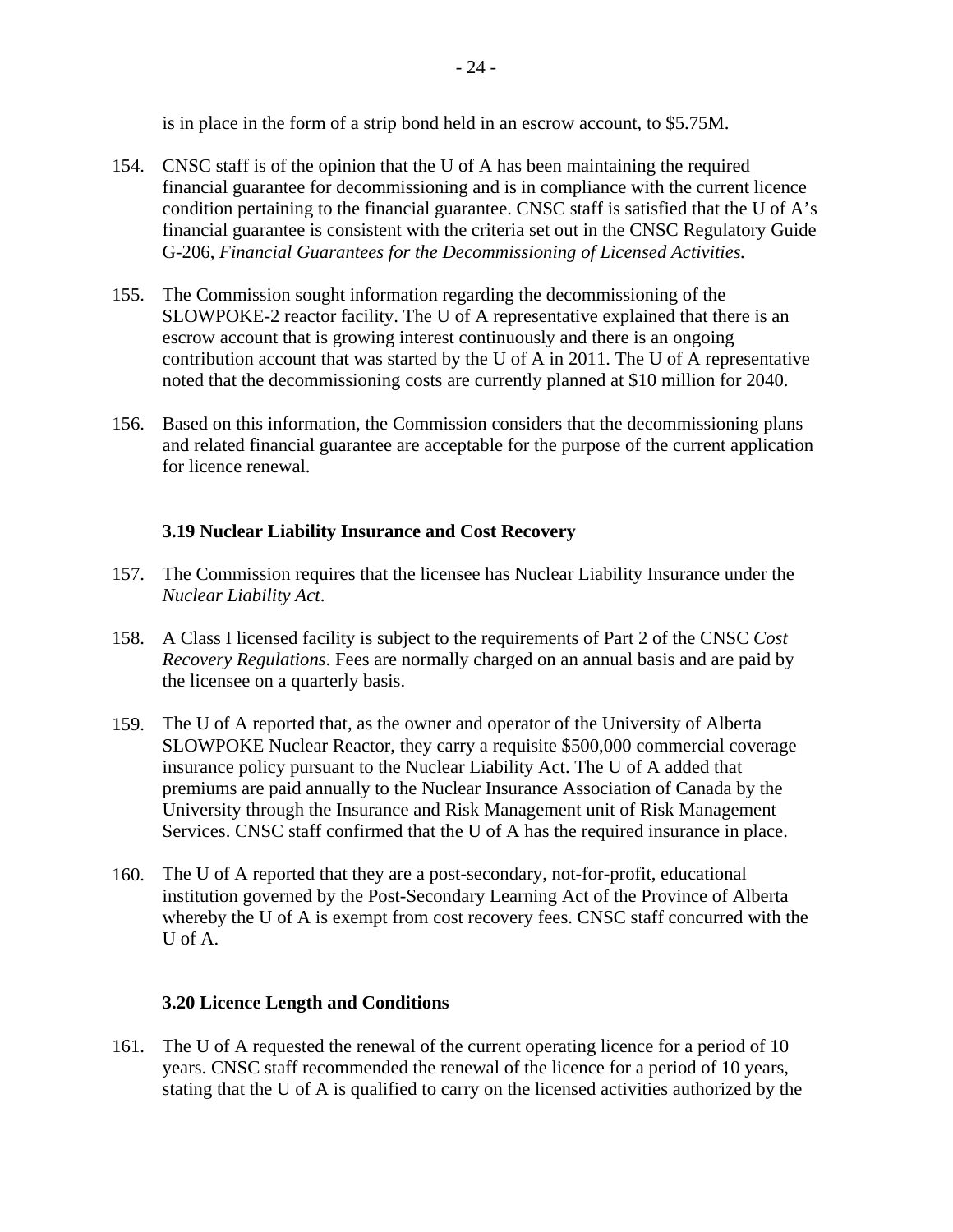is in place in the form of a strip bond held in an escrow account, to $5.75M.

154. CNSC staff is of the opinion that the U of A has been maintaining the required financial guarantee for decommissioning and is in compliance with the current licence condition pertaining to the financial guarantee. CNSC staff is satisfied that the U of A's financial guarantee is consistent with the criteria set out in the CNSC Regulatory Guide G-206, *Financial Guarantees for the Decommissioning of Licensed Activities.*

155. The Commission sought information regarding the decommissioning of the SLOWPOKE-2 reactor facility. The U of A representative explained that there is an escrow account that is growing interest continuously and there is an ongoing contribution account that was started by the U of A in 2011. The U of A representative noted that the decommissioning costs are currently planned at $10 million for 2040.

156. Based on this information, the Commission considers that the decommissioning plans and related financial guarantee are acceptable for the purpose of the current application for licence renewal.

### 3.19 Nuclear Liability Insurance and Cost Recovery

157. The Commission requires that the licensee has Nuclear Liability Insurance under the *Nuclear Liability Act*.

158. A Class I licensed facility is subject to the requirements of Part 2 of the CNSC *Cost Recovery Regulations*. Fees are normally charged on an annual basis and are paid by the licensee on a quarterly basis.

159. The U of A reported that, as the owner and operator of the University of Alberta SLOWPOKE Nuclear Reactor, they carry a requisite $500,000 commercial coverage insurance policy pursuant to the Nuclear Liability Act. The U of A added that premiums are paid annually to the Nuclear Insurance Association of Canada by the University through the Insurance and Risk Management unit of Risk Management Services. CNSC staff confirmed that the U of A has the required insurance in place.

160. The U of A reported that they are a post-secondary, not-for-profit, educational institution governed by the Post-Secondary Learning Act of the Province of Alberta whereby the U of A is exempt from cost recovery fees. CNSC staff concurred with the U of A.

### 3.20 Licence Length and Conditions

161. The U of A requested the renewal of the current operating licence for a period of 10 years. CNSC staff recommended the renewal of the licence for a period of 10 years, stating that the U of A is qualified to carry on the licensed activities authorized by the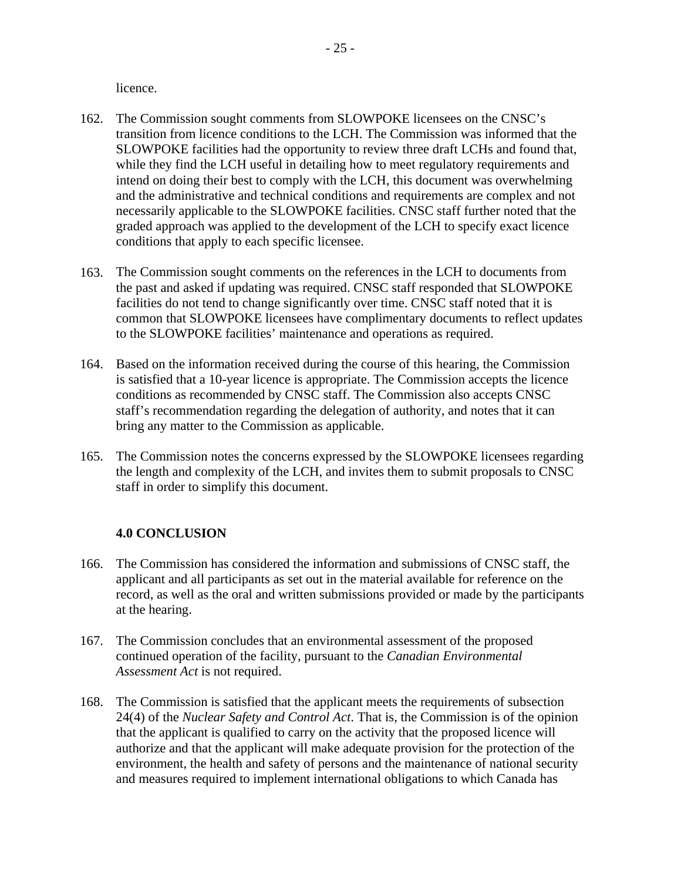licence.

162. The Commission sought comments from SLOWPOKE licensees on the CNSC's transition from licence conditions to the LCH. The Commission was informed that the SLOWPOKE facilities had the opportunity to review three draft LCHs and found that, while they find the LCH useful in detailing how to meet regulatory requirements and intend on doing their best to comply with the LCH, this document was overwhelming and the administrative and technical conditions and requirements are complex and not necessarily applicable to the SLOWPOKE facilities. CNSC staff further noted that the graded approach was applied to the development of the LCH to specify exact licence conditions that apply to each specific licensee.

163. The Commission sought comments on the references in the LCH to documents from the past and asked if updating was required. CNSC staff responded that SLOWPOKE facilities do not tend to change significantly over time. CNSC staff noted that it is common that SLOWPOKE licensees have complimentary documents to reflect updates to the SLOWPOKE facilities' maintenance and operations as required.

164. Based on the information received during the course of this hearing, the Commission is satisfied that a 10-year licence is appropriate. The Commission accepts the licence conditions as recommended by CNSC staff. The Commission also accepts CNSC staff's recommendation regarding the delegation of authority, and notes that it can bring any matter to the Commission as applicable.

165. The Commission notes the concerns expressed by the SLOWPOKE licensees regarding the length and complexity of the LCH, and invites them to submit proposals to CNSC staff in order to simplify this document.

## 4.0 CONCLUSION

166. The Commission has considered the information and submissions of CNSC staff, the applicant and all participants as set out in the material available for reference on the record, as well as the oral and written submissions provided or made by the participants at the hearing.

167. The Commission concludes that an environmental assessment of the proposed continued operation of the facility, pursuant to the *Canadian Environmental Assessment Act* is not required.

168. The Commission is satisfied that the applicant meets the requirements of subsection 24(4) of the *Nuclear Safety and Control Act*. That is, the Commission is of the opinion that the applicant is qualified to carry on the activity that the proposed licence will authorize and that the applicant will make adequate provision for the protection of the environment, the health and safety of persons and the maintenance of national security and measures required to implement international obligations to which Canada has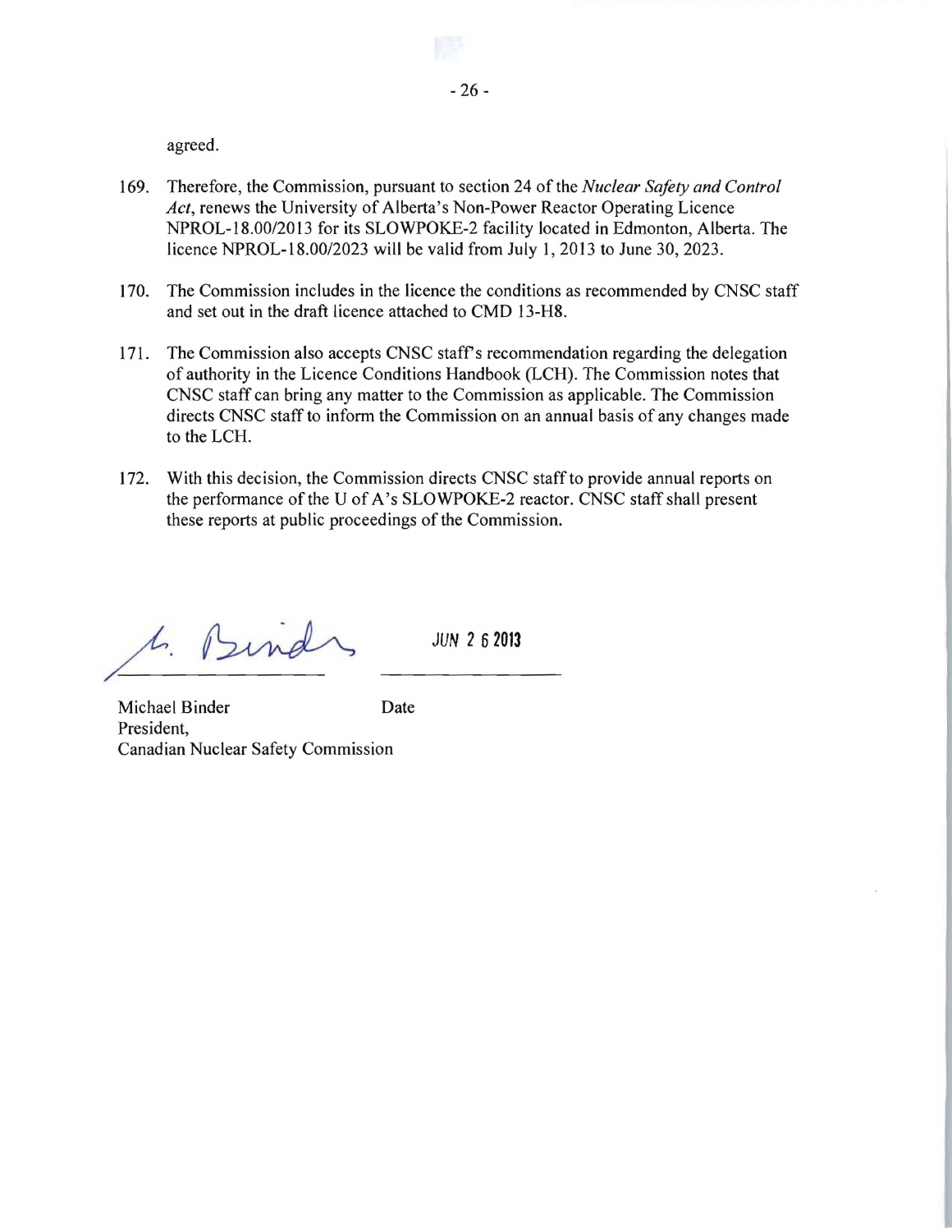agreed.

169. Therefore, the Commission, pursuant to section 24 of the *Nuclear Safety and Control Act*, renews the University of Alberta's Non-Power Reactor Operating Licence NPROL-18.00/2013 for its SLOWPOKE-2 facility located in Edmonton, Alberta. The licence NPROL-18.00/2023 will be valid from July 1, 2013 to June 30, 2023.

170. The Commission includes in the licence the conditions as recommended by CNSC staff and set out in the draft licence attached to CMD 13-H8.

171. The Commission also accepts CNSC staff's recommendation regarding the delegation of authority in the Licence Conditions Handbook (LCH). The Commission notes that CNSC staff can bring any matter to the Commission as applicable. The Commission directs CNSC staff to inform the Commission on an annual basis of any changes made to the LCH.

172. With this decision, the Commission directs CNSC staff to provide annual reports on the performance of the U of A's SLOWPOKE-2 reactor. CNSC staff shall present these reports at public proceedings of the Commission.

M. Binder    JUN 2 6 2013

Michael Binder    Date
President,
Canadian Nuclear Safety Commission